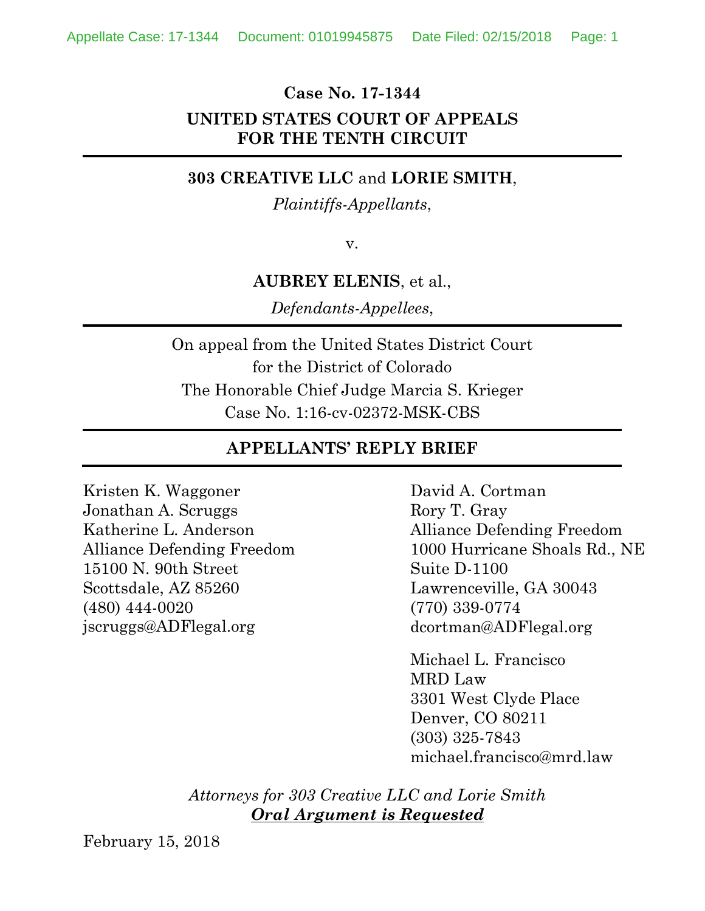**Case No. 17-1344**

**UNITED STATES COURT OF APPEALS FOR THE TENTH CIRCUIT**

---

**303 CREATIVE LLC** and **LORIE SMITH**,

*Plaintiffs-Appellants*,

v.

**AUBREY ELENIS**, et al.,

*Defendants-Appellees*,

---

On appeal from the United States District Court
for the District of Colorado
The Honorable Chief Judge Marcia S. Krieger
Case No. 1:16-cv-02372-MSK-CBS

---

**APPELLANTS' REPLY BRIEF**

---

Kristen K. Waggoner
Jonathan A. Scruggs
Katherine L. Anderson
Alliance Defending Freedom
15100 N. 90th Street
Scottsdale, AZ 85260
(480) 444-0020
jscruggs@ADFlegal.org

David A. Cortman
Rory T. Gray
Alliance Defending Freedom
1000 Hurricane Shoals Rd., NE
Suite D-1100
Lawrenceville, GA 30043
(770) 339-0774
dcortman@ADFlegal.org

Michael L. Francisco
MRD Law
3301 West Clyde Place
Denver, CO 80211
(303) 325-7843
michael.francisco@mrd.law

*Attorneys for 303 Creative LLC and Lorie Smith*
***Oral Argument is Requested***

February 15, 2018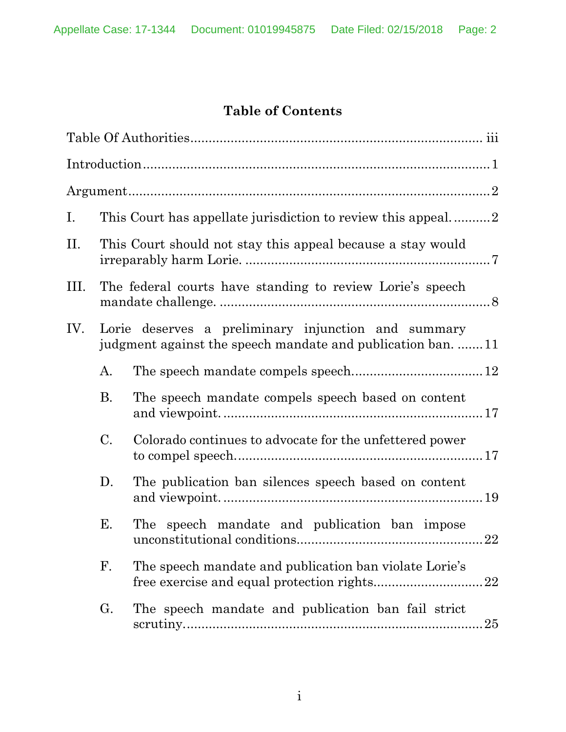# Table of Contents

Table Of Authorities .......... iii

Introduction .......... 1

Argument .......... 2

I. This Court has appellate jurisdiction to review this appeal. .......... 2

II. This Court should not stay this appeal because a stay would irreparably harm Lorie. .......... 7

III. The federal courts have standing to review Lorie's speech mandate challenge. .......... 8

IV. Lorie deserves a preliminary injunction and summary judgment against the speech mandate and publication ban. .......... 11

  A. The speech mandate compels speech. .......... 12

  B. The speech mandate compels speech based on content and viewpoint. .......... 17

  C. Colorado continues to advocate for the unfettered power to compel speech. .......... 17

  D. The publication ban silences speech based on content and viewpoint. .......... 19

  E. The speech mandate and publication ban impose unconstitutional conditions. .......... 22

  F. The speech mandate and publication ban violate Lorie's free exercise and equal protection rights. .......... 22

  G. The speech mandate and publication ban fail strict scrutiny. .......... 25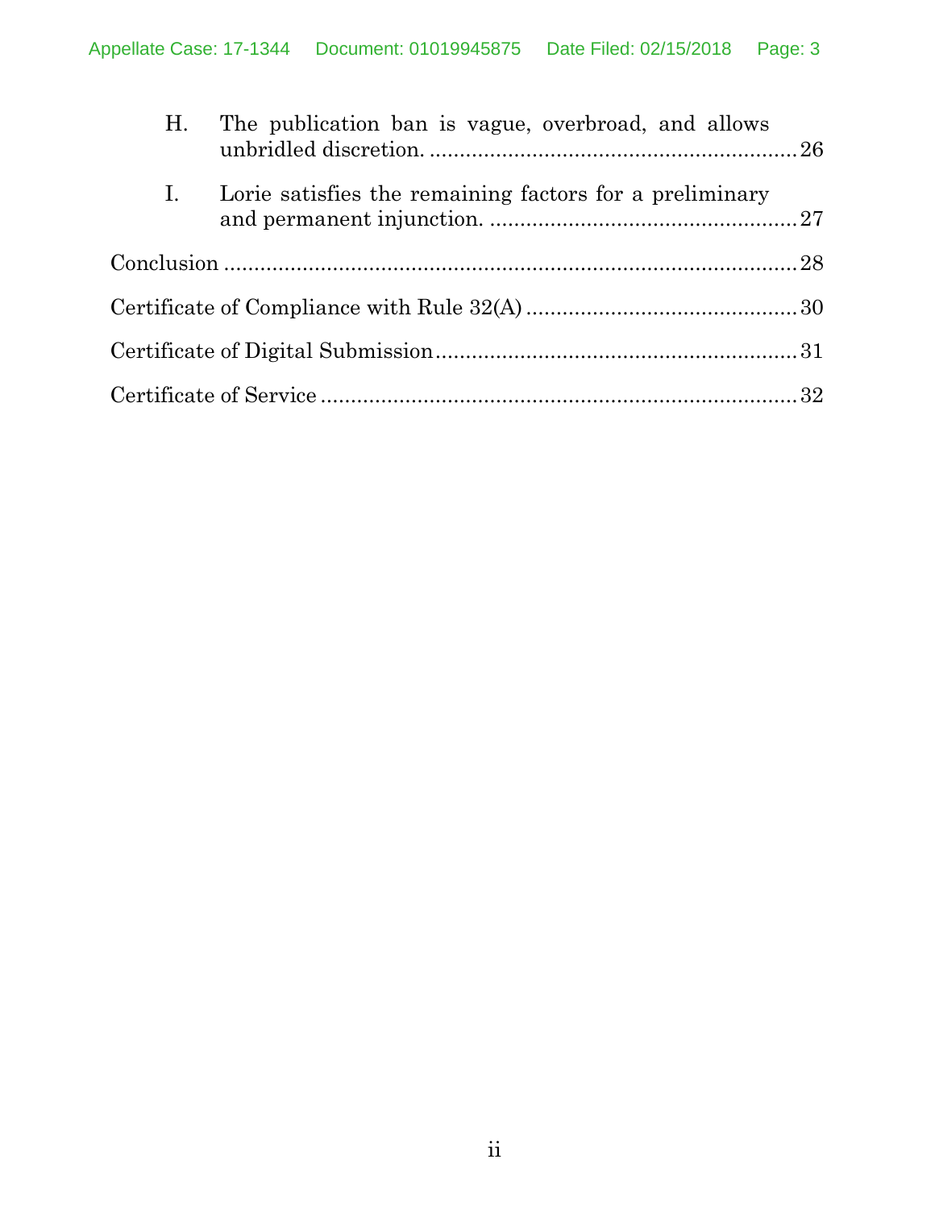H. The publication ban is vague, overbroad, and allows unbridled discretion. .......... 26

I. Lorie satisfies the remaining factors for a preliminary and permanent injunction. .......... 27

Conclusion .......... 28

Certificate of Compliance with Rule 32(A) .......... 30

Certificate of Digital Submission .......... 31

Certificate of Service .......... 32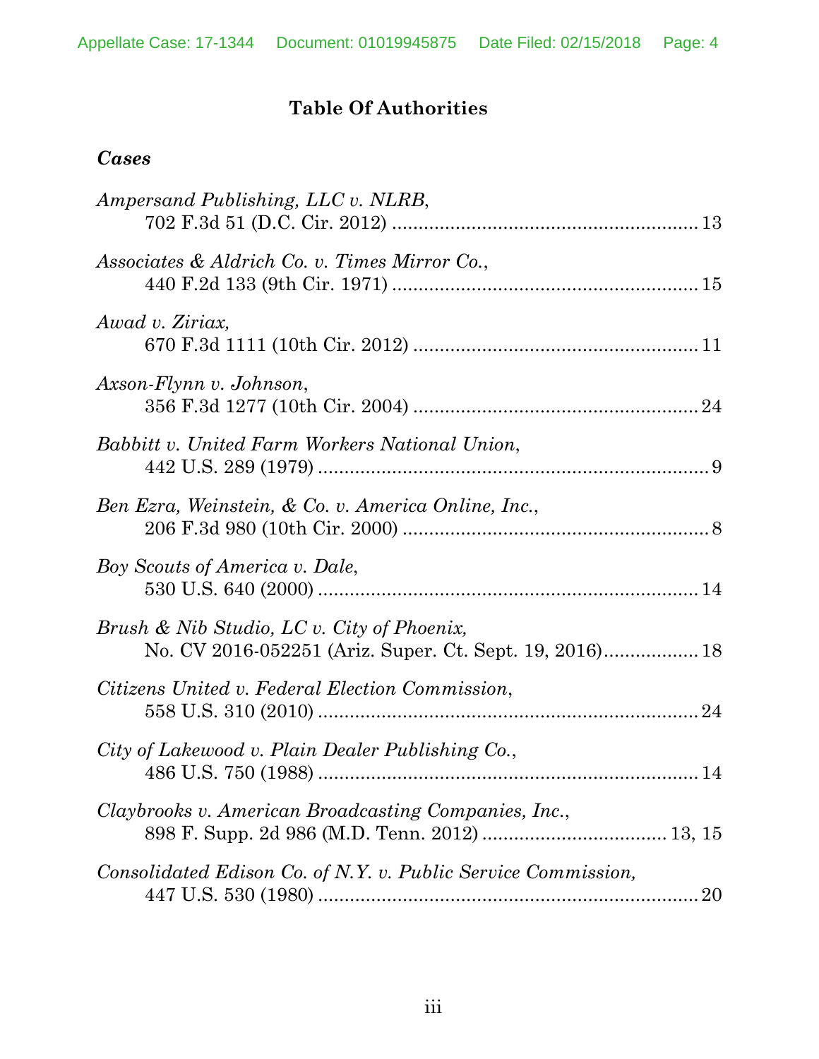# Table Of Authorities

## *Cases*

*Ampersand Publishing, LLC v. NLRB*,
702 F.3d 51 (D.C. Cir. 2012) .......................................................... 13

*Associates & Aldrich Co. v. Times Mirror Co.*,
440 F.2d 133 (9th Cir. 1971) .......................................................... 15

*Awad v. Ziriax,*
670 F.3d 1111 (10th Cir. 2012) ...................................................... 11

*Axson-Flynn v. Johnson*,
356 F.3d 1277 (10th Cir. 2004) ...................................................... 24

*Babbitt v. United Farm Workers National Union*,
442 U.S. 289 (1979) .......................................................................... 9

*Ben Ezra, Weinstein, & Co. v. America Online, Inc.*,
206 F.3d 980 (10th Cir. 2000) .......................................................... 8

*Boy Scouts of America v. Dale*,
530 U.S. 640 (2000) ........................................................................ 14

*Brush & Nib Studio, LC v. City of Phoenix,*
No. CV 2016-052251 (Ariz. Super. Ct. Sept. 19, 2016).................. 18

*Citizens United v. Federal Election Commission*,
558 U.S. 310 (2010) ........................................................................ 24

*City of Lakewood v. Plain Dealer Publishing Co.*,
486 U.S. 750 (1988) ........................................................................ 14

*Claybrooks v. American Broadcasting Companies, Inc.*,
898 F. Supp. 2d 986 (M.D. Tenn. 2012) .................................. 13, 15

*Consolidated Edison Co. of N.Y. v. Public Service Commission,*
447 U.S. 530 (1980) ........................................................................ 20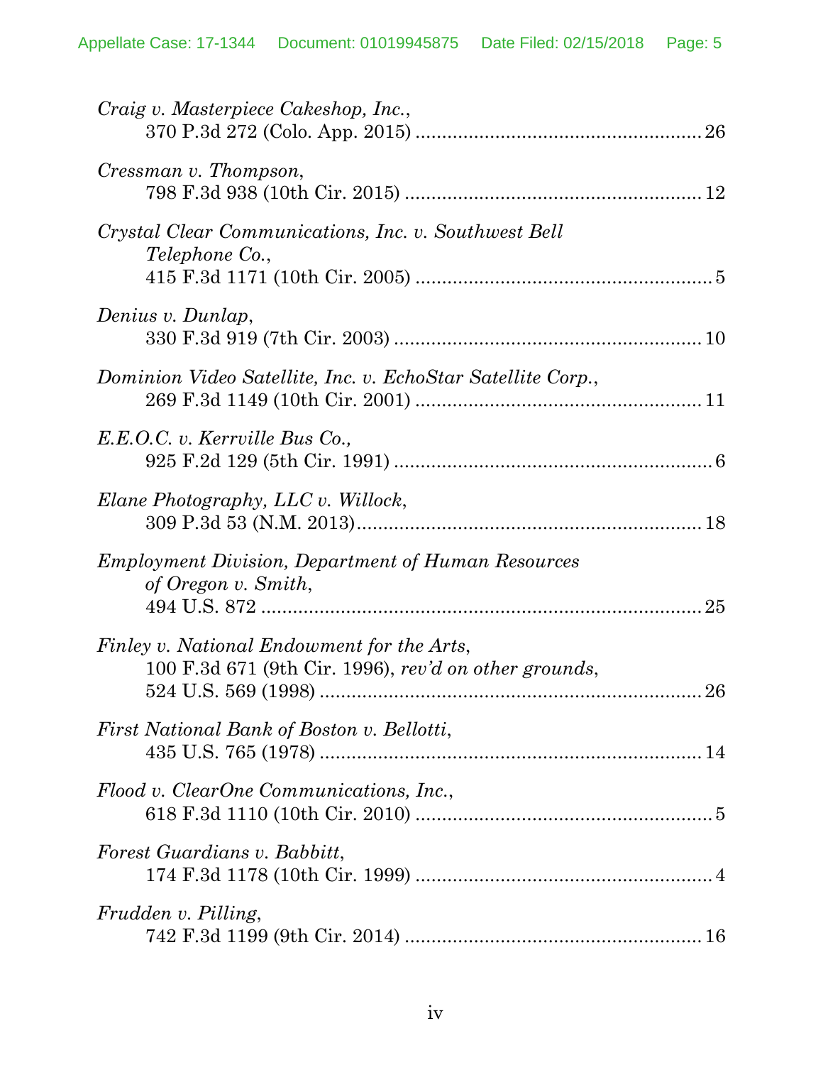*Craig v. Masterpiece Cakeshop, Inc.*,
370 P.3d 272 (Colo. App. 2015) ........................................................ 26

*Cressman v. Thompson*,
798 F.3d 938 (10th Cir. 2015) ........................................................ 12

*Crystal Clear Communications, Inc. v. Southwest Bell Telephone Co.*,
415 F.3d 1171 (10th Cir. 2005) ........................................................ 5

*Denius v. Dunlap*,
330 F.3d 919 (7th Cir. 2003) ........................................................ 10

*Dominion Video Satellite, Inc. v. EchoStar Satellite Corp.*,
269 F.3d 1149 (10th Cir. 2001) ........................................................ 11

*E.E.O.C. v. Kerrville Bus Co.,*
925 F.2d 129 (5th Cir. 1991) ........................................................ 6

*Elane Photography, LLC v. Willock*,
309 P.3d 53 (N.M. 2013)........................................................ 18

*Employment Division, Department of Human Resources of Oregon v. Smith*,
494 U.S. 872 ........................................................ 25

*Finley v. National Endowment for the Arts*,
100 F.3d 671 (9th Cir. 1996), *rev'd on other grounds*,
524 U.S. 569 (1998) ........................................................ 26

*First National Bank of Boston v. Bellotti*,
435 U.S. 765 (1978) ........................................................ 14

*Flood v. ClearOne Communications, Inc.*,
618 F.3d 1110 (10th Cir. 2010) ........................................................ 5

*Forest Guardians v. Babbitt*,
174 F.3d 1178 (10th Cir. 1999) ........................................................ 4

*Frudden v. Pilling*,
742 F.3d 1199 (9th Cir. 2014) ........................................................ 16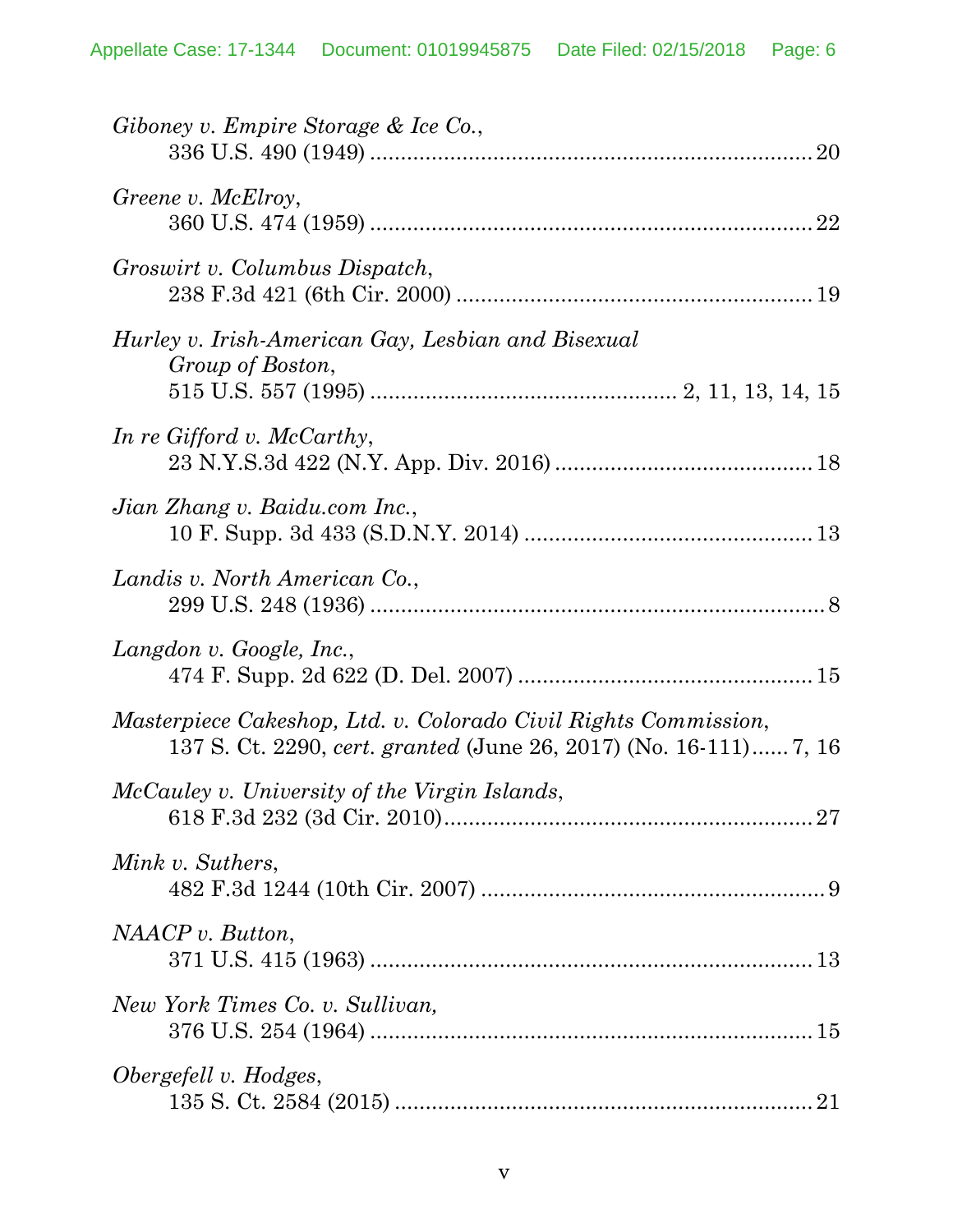*Giboney v. Empire Storage & Ice Co.*,
336 U.S. 490 (1949) ........................................................................ 20

*Greene v. McElroy*,
360 U.S. 474 (1959) ........................................................................ 22

*Groswirt v. Columbus Dispatch*,
238 F.3d 421 (6th Cir. 2000) .......................................................... 19

*Hurley v. Irish-American Gay, Lesbian and Bisexual Group of Boston*,
515 U.S. 557 (1995) ................................................. 2, 11, 13, 14, 15

*In re Gifford v. McCarthy*,
23 N.Y.S.3d 422 (N.Y. App. Div. 2016) .......................................... 18

*Jian Zhang v. Baidu.com Inc.*,
10 F. Supp. 3d 433 (S.D.N.Y. 2014) ............................................... 13

*Landis v. North American Co.*,
299 U.S. 248 (1936) .......................................................................... 8

*Langdon v. Google, Inc.*,
474 F. Supp. 2d 622 (D. Del. 2007) ................................................ 15

*Masterpiece Cakeshop, Ltd. v. Colorado Civil Rights Commission*,
137 S. Ct. 2290, *cert. granted* (June 26, 2017) (No. 16-111)...... 7, 16

*McCauley v. University of the Virgin Islands*,
618 F.3d 232 (3d Cir. 2010)............................................................ 27

*Mink v. Suthers*,
482 F.3d 1244 (10th Cir. 2007) ........................................................ 9

*NAACP v. Button*,
371 U.S. 415 (1963) ........................................................................ 13

*New York Times Co. v. Sullivan,*
376 U.S. 254 (1964) ........................................................................ 15

*Obergefell v. Hodges*,
135 S. Ct. 2584 (2015) .................................................................... 21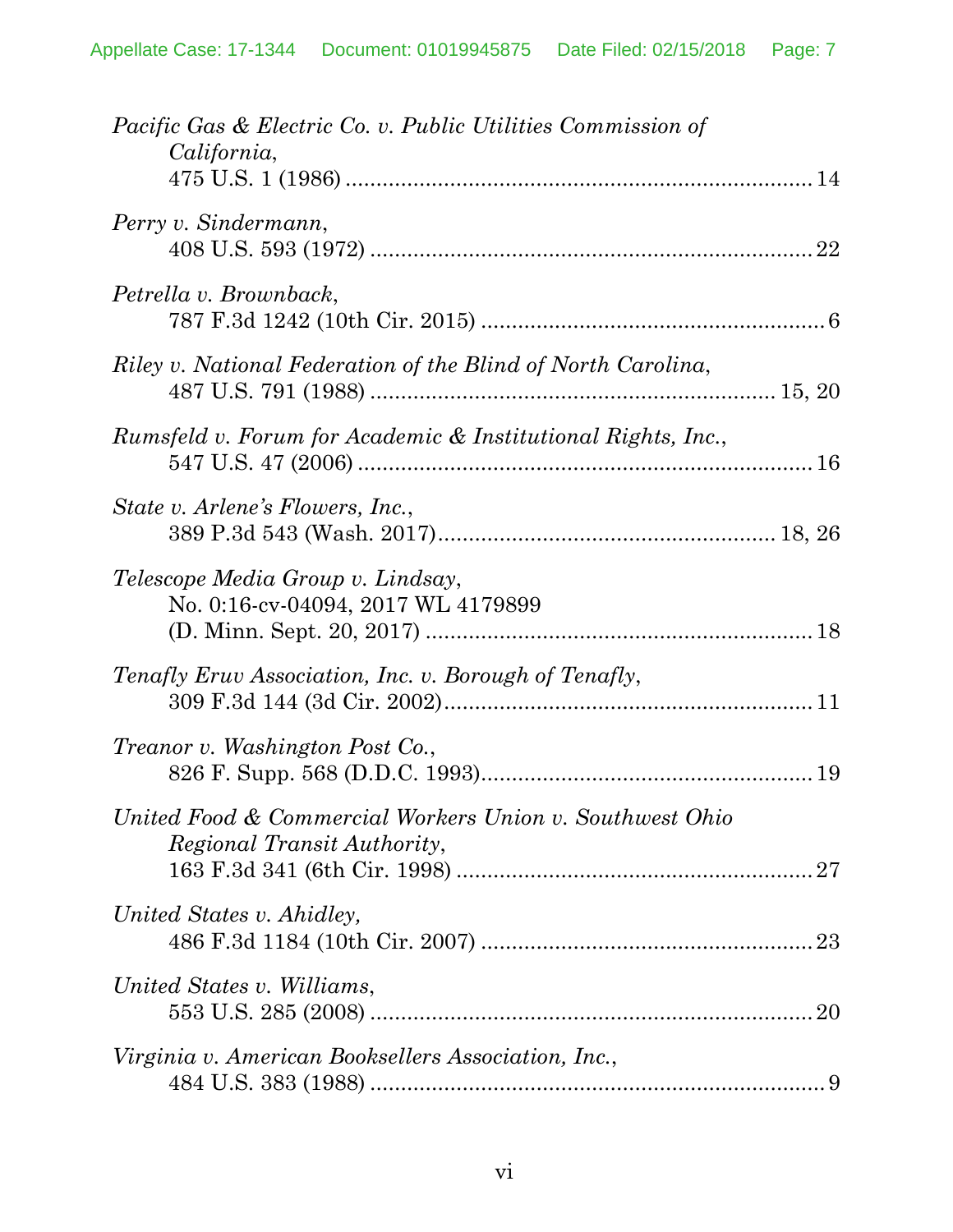*Pacific Gas & Electric Co. v. Public Utilities Commission of California*,
475 U.S. 1 (1986) ........................................................................... 14

*Perry v. Sindermann*,
408 U.S. 593 (1972) ......................................................................... 22

*Petrella v. Brownback*,
787 F.3d 1242 (10th Cir. 2015) ........................................................ 6

*Riley v. National Federation of the Blind of North Carolina*,
487 U.S. 791 (1988) .................................................................. 15, 20

*Rumsfeld v. Forum for Academic & Institutional Rights, Inc.*,
547 U.S. 47 (2006) ........................................................................... 16

*State v. Arlene's Flowers, Inc.*,
389 P.3d 543 (Wash. 2017)....................................................... 18, 26

*Telescope Media Group v. Lindsay*,
No. 0:16-cv-04094, 2017 WL 4179899
(D. Minn. Sept. 20, 2017) ............................................................... 18

*Tenafly Eruv Association, Inc. v. Borough of Tenafly*,
309 F.3d 144 (3d Cir. 2002)............................................................. 11

*Treanor v. Washington Post Co.*,
826 F. Supp. 568 (D.D.C. 1993)...................................................... 19

*United Food & Commercial Workers Union v. Southwest Ohio Regional Transit Authority*,
163 F.3d 341 (6th Cir. 1998) ........................................................... 27

*United States v. Ahidley,*
486 F.3d 1184 (10th Cir. 2007) ....................................................... 23

*United States v. Williams*,
553 U.S. 285 (2008) ......................................................................... 20

*Virginia v. American Booksellers Association, Inc.*,
484 U.S. 383 (1988) ........................................................................... 9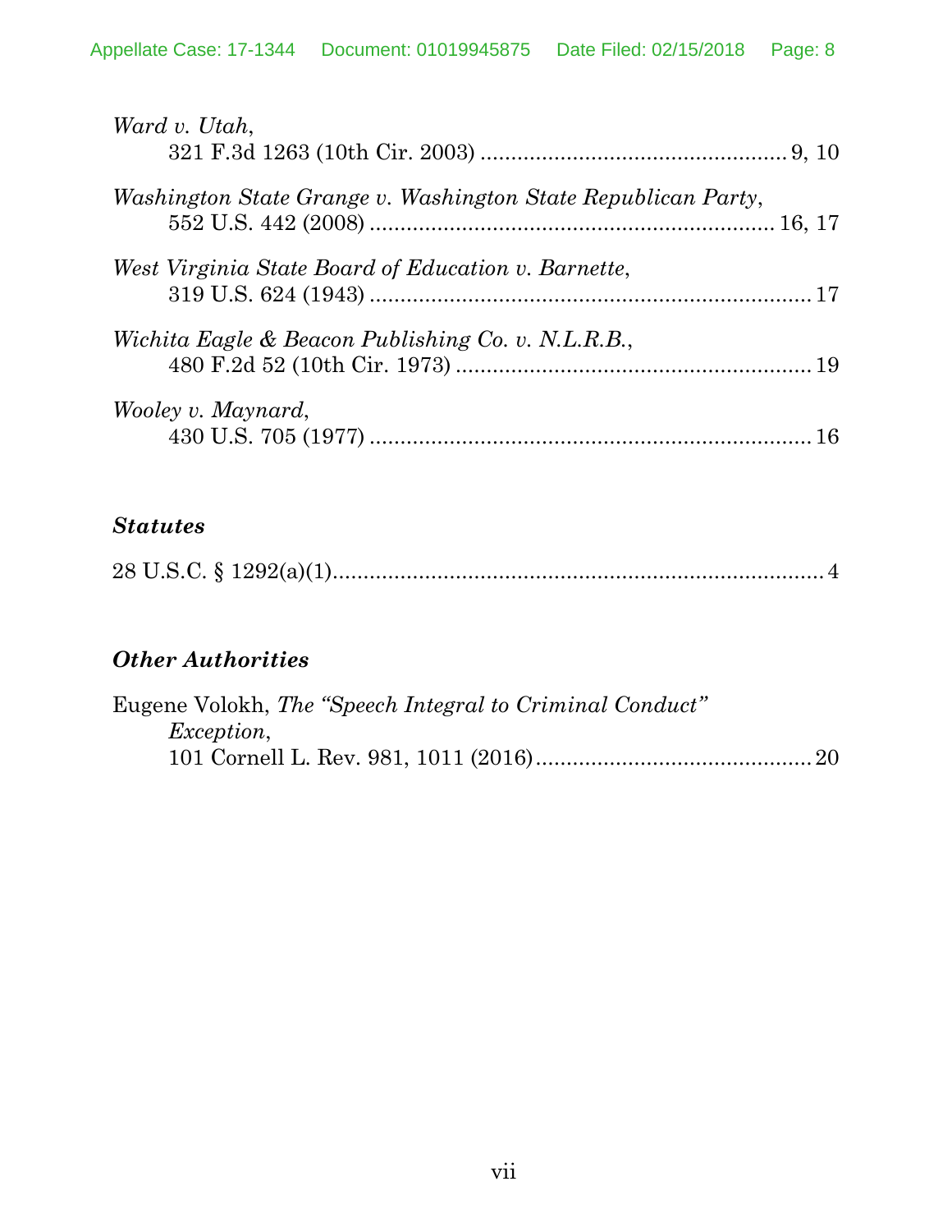*Ward v. Utah*,
321 F.3d 1263 (10th Cir. 2003) .................................................. 9, 10

*Washington State Grange v. Washington State Republican Party*,
552 U.S. 442 (2008) .................................................................. 16, 17

*West Virginia State Board of Education v. Barnette*,
319 U.S. 624 (1943) ........................................................................ 17

*Wichita Eagle & Beacon Publishing Co. v. N.L.R.B.*,
480 F.2d 52 (10th Cir. 1973) .......................................................... 19

*Wooley v. Maynard*,
430 U.S. 705 (1977) ........................................................................ 16

### *Statutes*

28 U.S.C. § 1292(a)(1)................................................................................ 4

### *Other Authorities*

Eugene Volokh, *The "Speech Integral to Criminal Conduct" Exception*,
101 Cornell L. Rev. 981, 1011 (2016)............................................. 20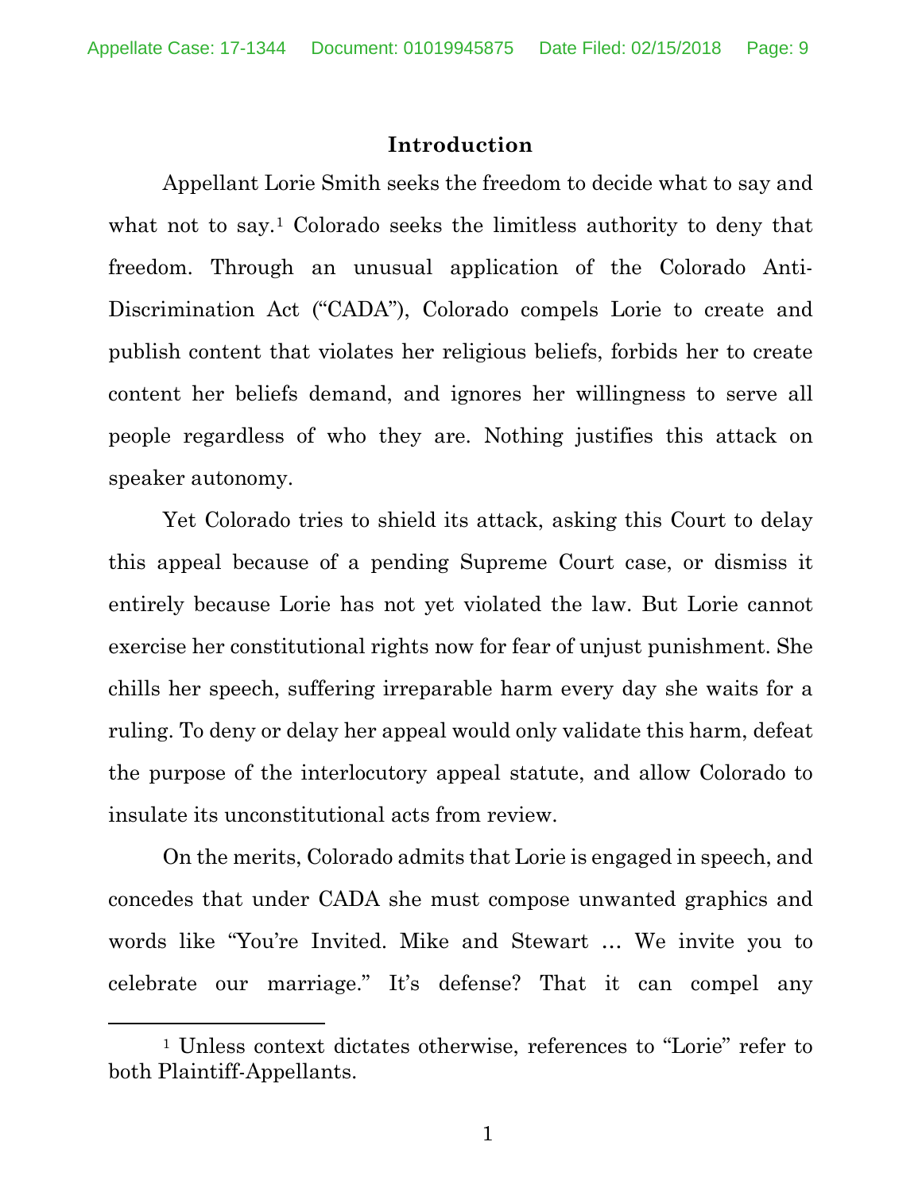## Introduction

Appellant Lorie Smith seeks the freedom to decide what to say and what not to say.[1] Colorado seeks the limitless authority to deny that freedom. Through an unusual application of the Colorado Anti-Discrimination Act ("CADA"), Colorado compels Lorie to create and publish content that violates her religious beliefs, forbids her to create content her beliefs demand, and ignores her willingness to serve all people regardless of who they are. Nothing justifies this attack on speaker autonomy.

Yet Colorado tries to shield its attack, asking this Court to delay this appeal because of a pending Supreme Court case, or dismiss it entirely because Lorie has not yet violated the law. But Lorie cannot exercise her constitutional rights now for fear of unjust punishment. She chills her speech, suffering irreparable harm every day she waits for a ruling. To deny or delay her appeal would only validate this harm, defeat the purpose of the interlocutory appeal statute, and allow Colorado to insulate its unconstitutional acts from review.

On the merits, Colorado admits that Lorie is engaged in speech, and concedes that under CADA she must compose unwanted graphics and words like "You're Invited. Mike and Stewart … We invite you to celebrate our marriage." It's defense? That it can compel any

---

[1] Unless context dictates otherwise, references to "Lorie" refer to both Plaintiff-Appellants.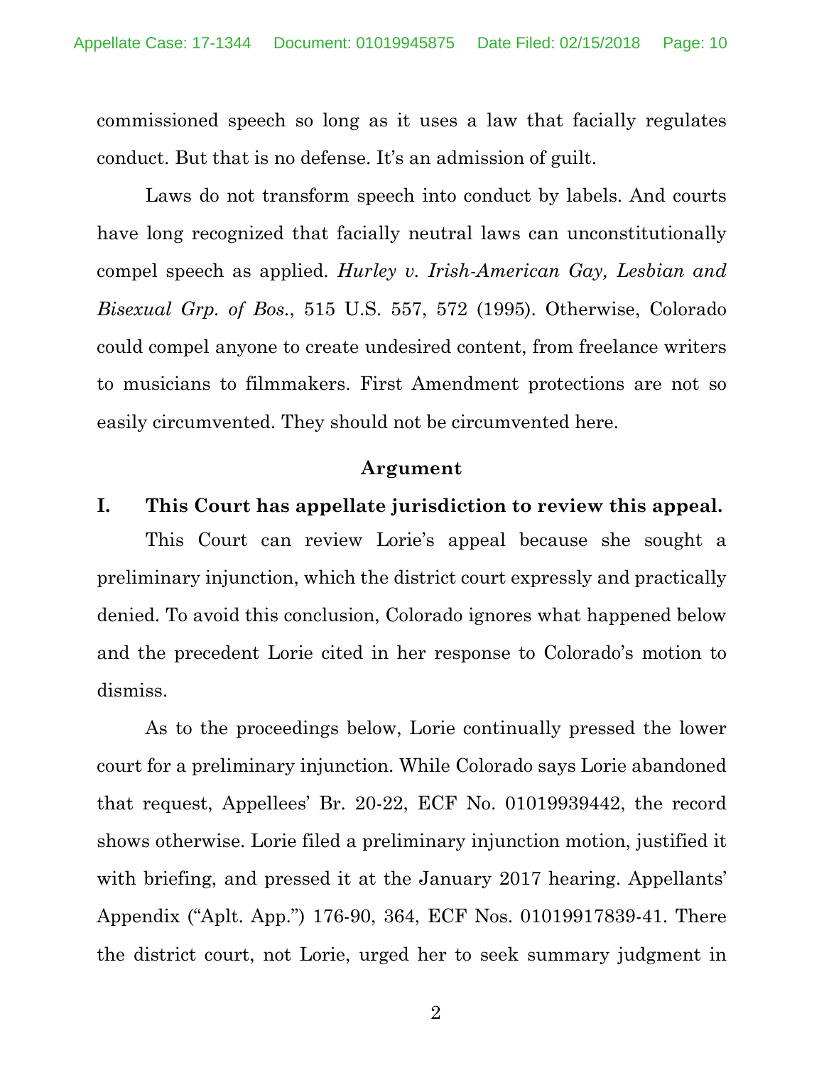commissioned speech so long as it uses a law that facially regulates conduct. But that is no defense. It's an admission of guilt.

Laws do not transform speech into conduct by labels. And courts have long recognized that facially neutral laws can unconstitutionally compel speech as applied. *Hurley v. Irish-American Gay, Lesbian and Bisexual Grp. of Bos.*, 515 U.S. 557, 572 (1995). Otherwise, Colorado could compel anyone to create undesired content, from freelance writers to musicians to filmmakers. First Amendment protections are not so easily circumvented. They should not be circumvented here.

## Argument

### I. This Court has appellate jurisdiction to review this appeal.

This Court can review Lorie's appeal because she sought a preliminary injunction, which the district court expressly and practically denied. To avoid this conclusion, Colorado ignores what happened below and the precedent Lorie cited in her response to Colorado's motion to dismiss.

As to the proceedings below, Lorie continually pressed the lower court for a preliminary injunction. While Colorado says Lorie abandoned that request, Appellees' Br. 20-22, ECF No. 01019939442, the record shows otherwise. Lorie filed a preliminary injunction motion, justified it with briefing, and pressed it at the January 2017 hearing. Appellants' Appendix ("Aplt. App.") 176-90, 364, ECF Nos. 01019917839-41. There the district court, not Lorie, urged her to seek summary judgment in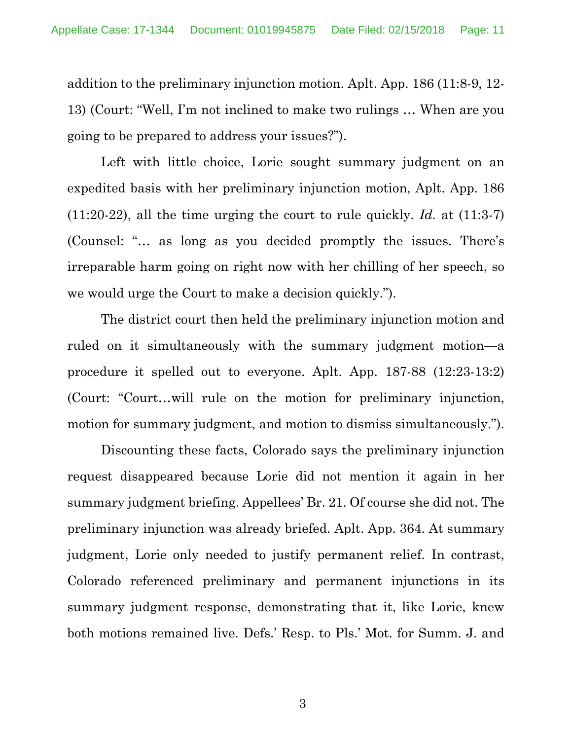addition to the preliminary injunction motion. Aplt. App. 186 (11:8-9, 12-13) (Court: "Well, I'm not inclined to make two rulings … When are you going to be prepared to address your issues?").

Left with little choice, Lorie sought summary judgment on an expedited basis with her preliminary injunction motion, Aplt. App. 186 (11:20-22), all the time urging the court to rule quickly. *Id.* at (11:3-7) (Counsel: "… as long as you decided promptly the issues. There's irreparable harm going on right now with her chilling of her speech, so we would urge the Court to make a decision quickly.").

The district court then held the preliminary injunction motion and ruled on it simultaneously with the summary judgment motion—a procedure it spelled out to everyone. Aplt. App. 187-88 (12:23-13:2) (Court: "Court…will rule on the motion for preliminary injunction, motion for summary judgment, and motion to dismiss simultaneously.").

Discounting these facts, Colorado says the preliminary injunction request disappeared because Lorie did not mention it again in her summary judgment briefing. Appellees' Br. 21. Of course she did not. The preliminary injunction was already briefed. Aplt. App. 364. At summary judgment, Lorie only needed to justify permanent relief. In contrast, Colorado referenced preliminary and permanent injunctions in its summary judgment response, demonstrating that it, like Lorie, knew both motions remained live. Defs.' Resp. to Pls.' Mot. for Summ. J. and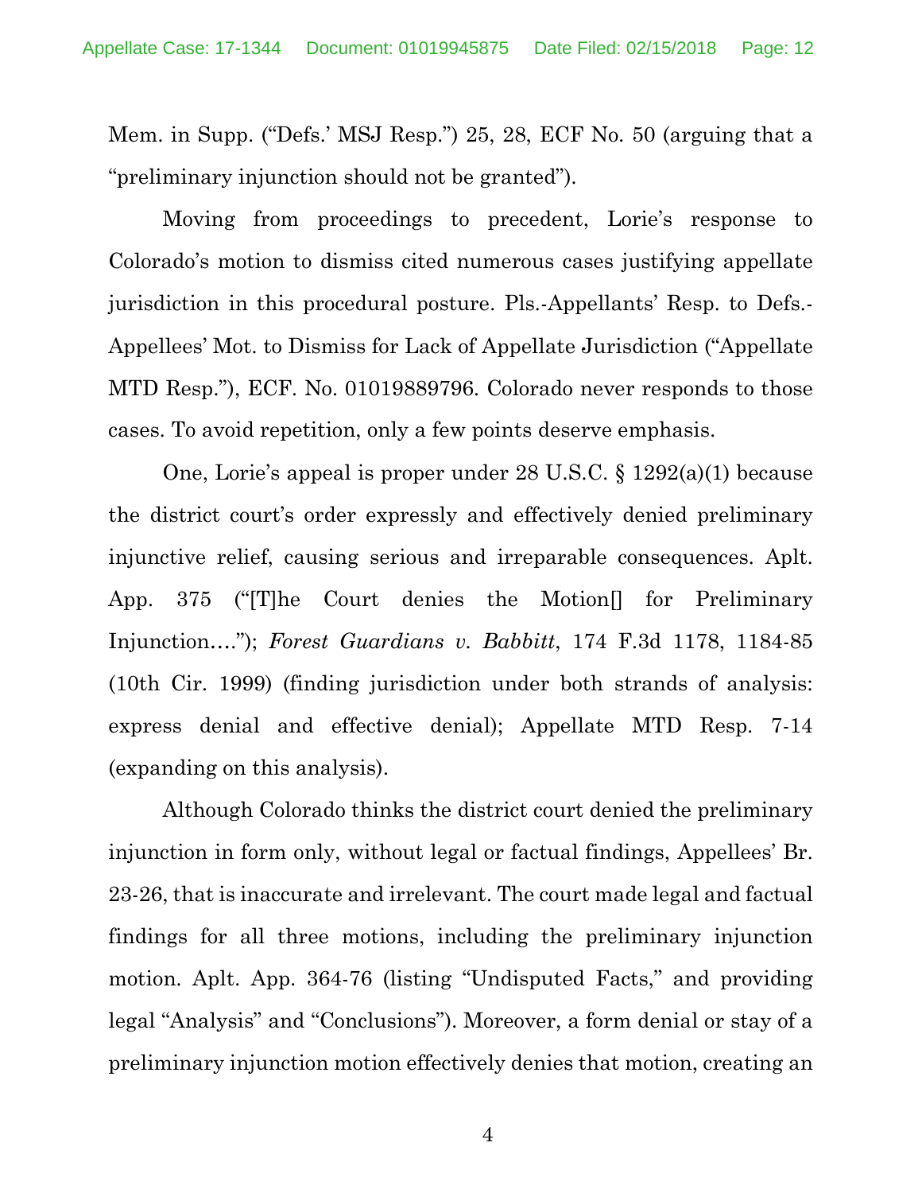Mem. in Supp. ("Defs.' MSJ Resp.") 25, 28, ECF No. 50 (arguing that a "preliminary injunction should not be granted").

Moving from proceedings to precedent, Lorie's response to Colorado's motion to dismiss cited numerous cases justifying appellate jurisdiction in this procedural posture. Pls.-Appellants' Resp. to Defs.-Appellees' Mot. to Dismiss for Lack of Appellate Jurisdiction ("Appellate MTD Resp."), ECF. No. 01019889796. Colorado never responds to those cases. To avoid repetition, only a few points deserve emphasis.

One, Lorie's appeal is proper under 28 U.S.C. § 1292(a)(1) because the district court's order expressly and effectively denied preliminary injunctive relief, causing serious and irreparable consequences. Aplt. App. 375 ("[T]he Court denies the Motion[] for Preliminary Injunction…."); *Forest Guardians v. Babbitt*, 174 F.3d 1178, 1184-85 (10th Cir. 1999) (finding jurisdiction under both strands of analysis: express denial and effective denial); Appellate MTD Resp. 7-14 (expanding on this analysis).

Although Colorado thinks the district court denied the preliminary injunction in form only, without legal or factual findings, Appellees' Br. 23-26, that is inaccurate and irrelevant. The court made legal and factual findings for all three motions, including the preliminary injunction motion. Aplt. App. 364-76 (listing "Undisputed Facts," and providing legal "Analysis" and "Conclusions"). Moreover, a form denial or stay of a preliminary injunction motion effectively denies that motion, creating an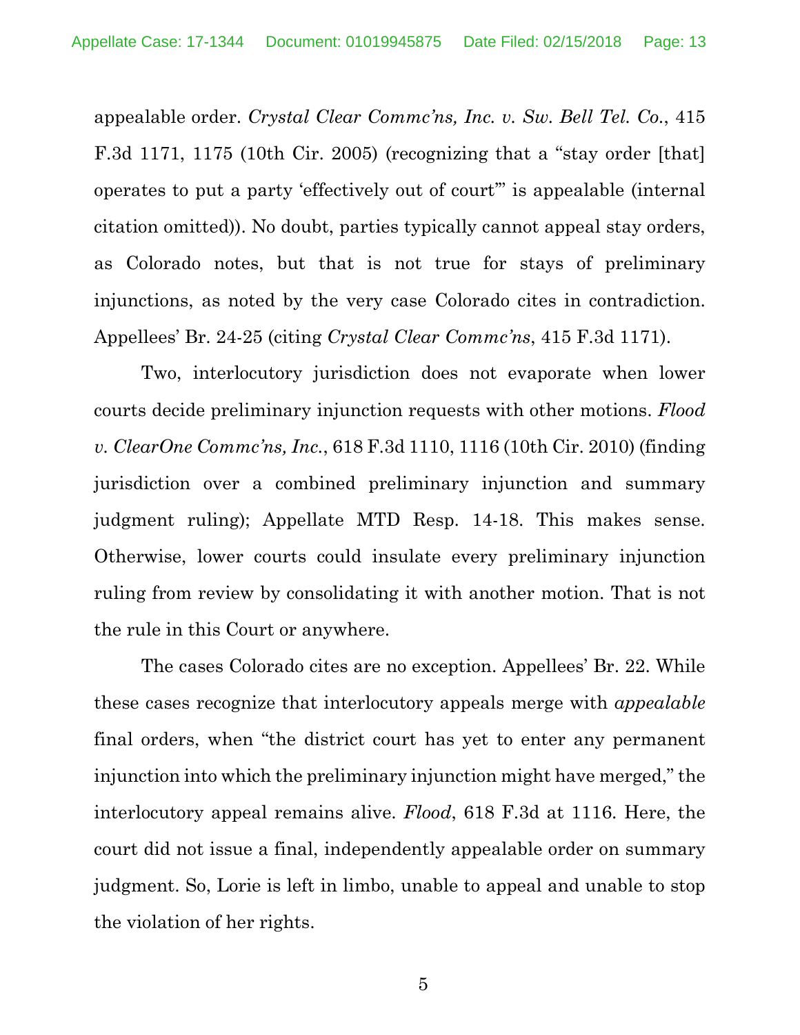appealable order. *Crystal Clear Commc'ns, Inc. v. Sw. Bell Tel. Co.*, 415 F.3d 1171, 1175 (10th Cir. 2005) (recognizing that a "stay order [that] operates to put a party 'effectively out of court'" is appealable (internal citation omitted)). No doubt, parties typically cannot appeal stay orders, as Colorado notes, but that is not true for stays of preliminary injunctions, as noted by the very case Colorado cites in contradiction. Appellees' Br. 24-25 (citing *Crystal Clear Commc'ns*, 415 F.3d 1171).

Two, interlocutory jurisdiction does not evaporate when lower courts decide preliminary injunction requests with other motions. *Flood v. ClearOne Commc'ns, Inc.*, 618 F.3d 1110, 1116 (10th Cir. 2010) (finding jurisdiction over a combined preliminary injunction and summary judgment ruling); Appellate MTD Resp. 14-18. This makes sense. Otherwise, lower courts could insulate every preliminary injunction ruling from review by consolidating it with another motion. That is not the rule in this Court or anywhere.

The cases Colorado cites are no exception. Appellees' Br. 22. While these cases recognize that interlocutory appeals merge with *appealable* final orders, when "the district court has yet to enter any permanent injunction into which the preliminary injunction might have merged," the interlocutory appeal remains alive. *Flood*, 618 F.3d at 1116. Here, the court did not issue a final, independently appealable order on summary judgment. So, Lorie is left in limbo, unable to appeal and unable to stop the violation of her rights.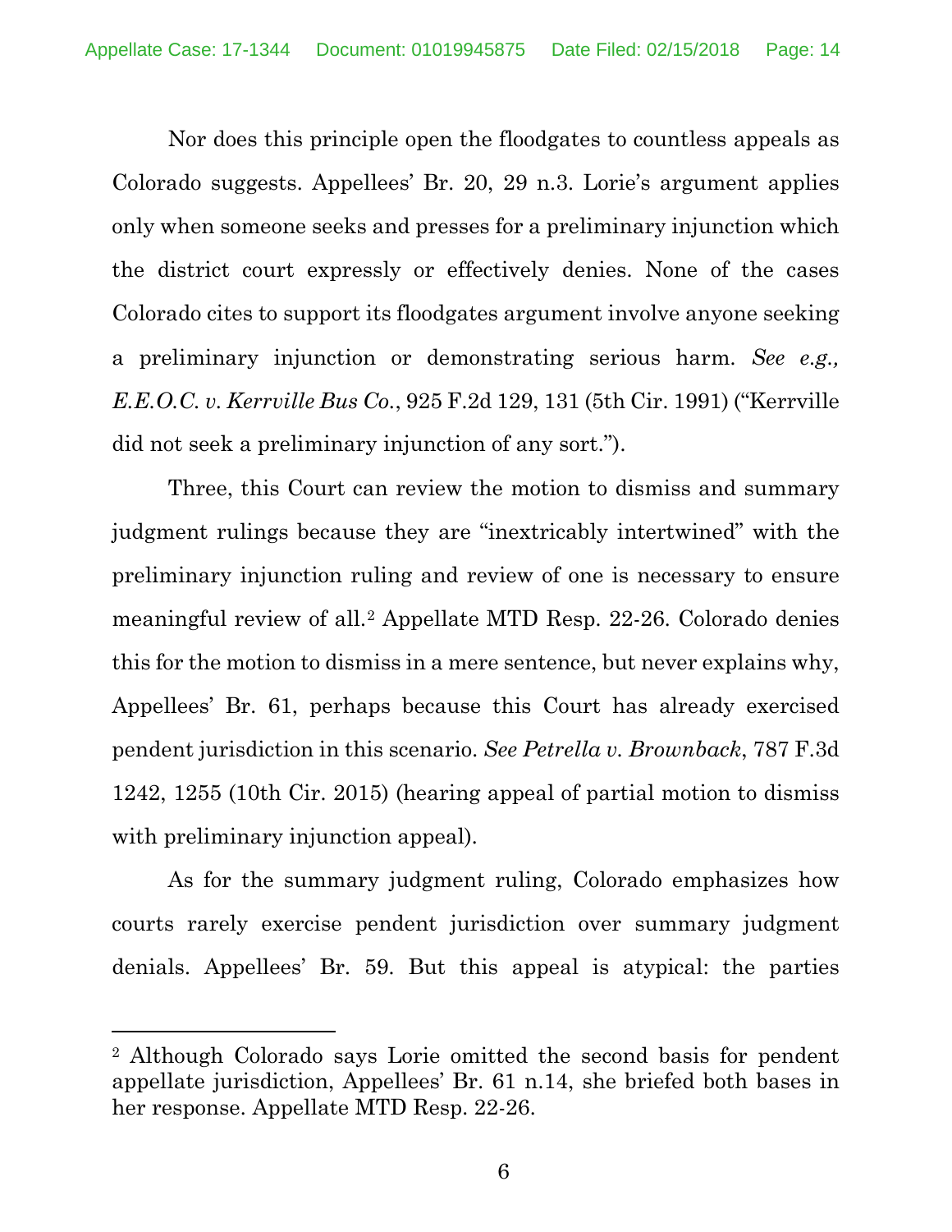Nor does this principle open the floodgates to countless appeals as Colorado suggests. Appellees' Br. 20, 29 n.3. Lorie's argument applies only when someone seeks and presses for a preliminary injunction which the district court expressly or effectively denies. None of the cases Colorado cites to support its floodgates argument involve anyone seeking a preliminary injunction or demonstrating serious harm. *See e.g., E.E.O.C. v. Kerrville Bus Co.*, 925 F.2d 129, 131 (5th Cir. 1991) ("Kerrville did not seek a preliminary injunction of any sort.").

Three, this Court can review the motion to dismiss and summary judgment rulings because they are "inextricably intertwined" with the preliminary injunction ruling and review of one is necessary to ensure meaningful review of all.[2] Appellate MTD Resp. 22-26. Colorado denies this for the motion to dismiss in a mere sentence, but never explains why, Appellees' Br. 61, perhaps because this Court has already exercised pendent jurisdiction in this scenario. *See Petrella v. Brownback*, 787 F.3d 1242, 1255 (10th Cir. 2015) (hearing appeal of partial motion to dismiss with preliminary injunction appeal).

As for the summary judgment ruling, Colorado emphasizes how courts rarely exercise pendent jurisdiction over summary judgment denials. Appellees' Br. 59. But this appeal is atypical: the parties

[2] Although Colorado says Lorie omitted the second basis for pendent appellate jurisdiction, Appellees' Br. 61 n.14, she briefed both bases in her response. Appellate MTD Resp. 22-26.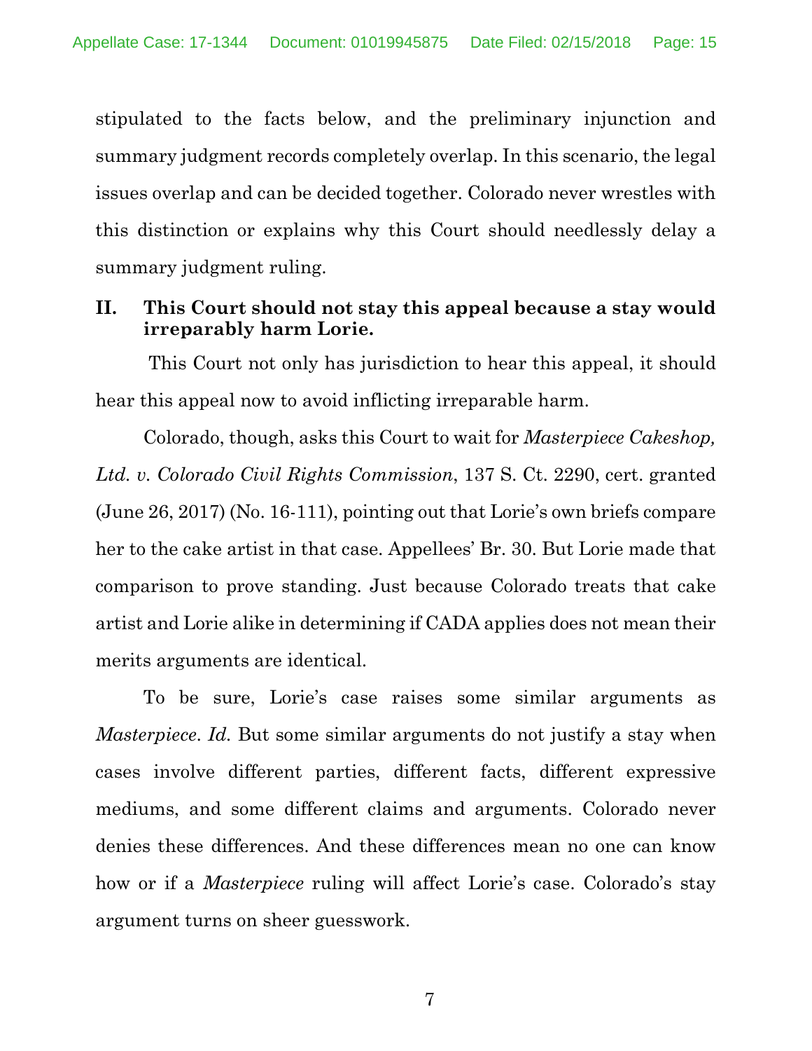stipulated to the facts below, and the preliminary injunction and summary judgment records completely overlap. In this scenario, the legal issues overlap and can be decided together. Colorado never wrestles with this distinction or explains why this Court should needlessly delay a summary judgment ruling.

## II. This Court should not stay this appeal because a stay would irreparably harm Lorie.

This Court not only has jurisdiction to hear this appeal, it should hear this appeal now to avoid inflicting irreparable harm.

Colorado, though, asks this Court to wait for *Masterpiece Cakeshop, Ltd. v. Colorado Civil Rights Commission*, 137 S. Ct. 2290, cert. granted (June 26, 2017) (No. 16-111), pointing out that Lorie's own briefs compare her to the cake artist in that case. Appellees' Br. 30. But Lorie made that comparison to prove standing. Just because Colorado treats that cake artist and Lorie alike in determining if CADA applies does not mean their merits arguments are identical.

To be sure, Lorie's case raises some similar arguments as *Masterpiece*. *Id.* But some similar arguments do not justify a stay when cases involve different parties, different facts, different expressive mediums, and some different claims and arguments. Colorado never denies these differences. And these differences mean no one can know how or if a *Masterpiece* ruling will affect Lorie's case. Colorado's stay argument turns on sheer guesswork.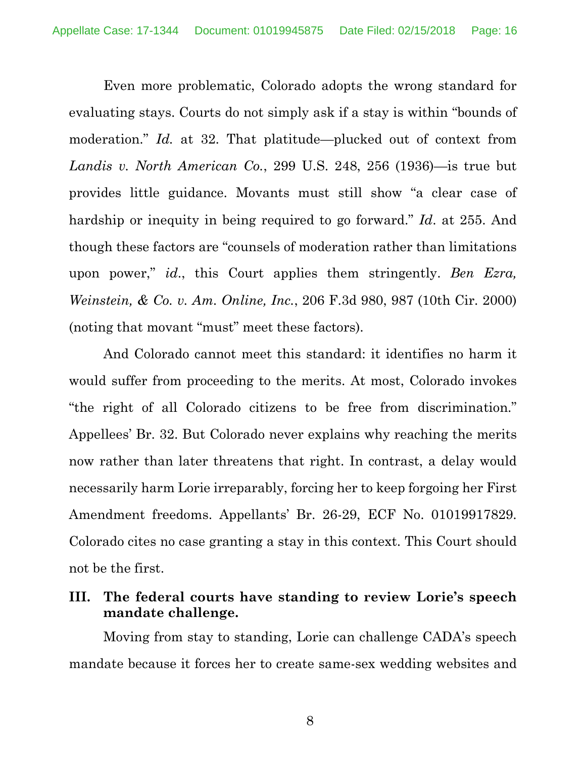Even more problematic, Colorado adopts the wrong standard for evaluating stays. Courts do not simply ask if a stay is within "bounds of moderation." *Id.* at 32. That platitude—plucked out of context from *Landis v. North American Co.*, 299 U.S. 248, 256 (1936)—is true but provides little guidance. Movants must still show "a clear case of hardship or inequity in being required to go forward." *Id*. at 255. And though these factors are "counsels of moderation rather than limitations upon power," *id*., this Court applies them stringently. *Ben Ezra, Weinstein, & Co. v. Am. Online, Inc.*, 206 F.3d 980, 987 (10th Cir. 2000) (noting that movant "must" meet these factors).

And Colorado cannot meet this standard: it identifies no harm it would suffer from proceeding to the merits. At most, Colorado invokes "the right of all Colorado citizens to be free from discrimination." Appellees' Br. 32. But Colorado never explains why reaching the merits now rather than later threatens that right. In contrast, a delay would necessarily harm Lorie irreparably, forcing her to keep forgoing her First Amendment freedoms. Appellants' Br. 26-29, ECF No. 01019917829. Colorado cites no case granting a stay in this context. This Court should not be the first.

## III. The federal courts have standing to review Lorie's speech mandate challenge.

Moving from stay to standing, Lorie can challenge CADA's speech mandate because it forces her to create same-sex wedding websites and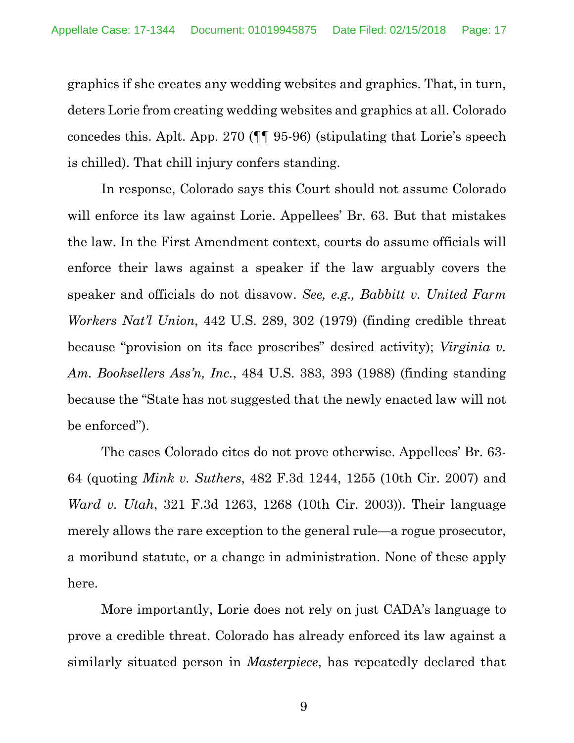graphics if she creates any wedding websites and graphics. That, in turn, deters Lorie from creating wedding websites and graphics at all. Colorado concedes this. Aplt. App. 270 (¶¶ 95-96) (stipulating that Lorie's speech is chilled). That chill injury confers standing.

In response, Colorado says this Court should not assume Colorado will enforce its law against Lorie. Appellees' Br. 63. But that mistakes the law. In the First Amendment context, courts do assume officials will enforce their laws against a speaker if the law arguably covers the speaker and officials do not disavow. *See, e.g., Babbitt v. United Farm Workers Nat'l Union*, 442 U.S. 289, 302 (1979) (finding credible threat because "provision on its face proscribes" desired activity); *Virginia v. Am. Booksellers Ass'n, Inc.*, 484 U.S. 383, 393 (1988) (finding standing because the "State has not suggested that the newly enacted law will not be enforced").

The cases Colorado cites do not prove otherwise. Appellees' Br. 63-64 (quoting *Mink v. Suthers*, 482 F.3d 1244, 1255 (10th Cir. 2007) and *Ward v. Utah*, 321 F.3d 1263, 1268 (10th Cir. 2003)). Their language merely allows the rare exception to the general rule—a rogue prosecutor, a moribund statute, or a change in administration. None of these apply here.

More importantly, Lorie does not rely on just CADA's language to prove a credible threat. Colorado has already enforced its law against a similarly situated person in *Masterpiece*, has repeatedly declared that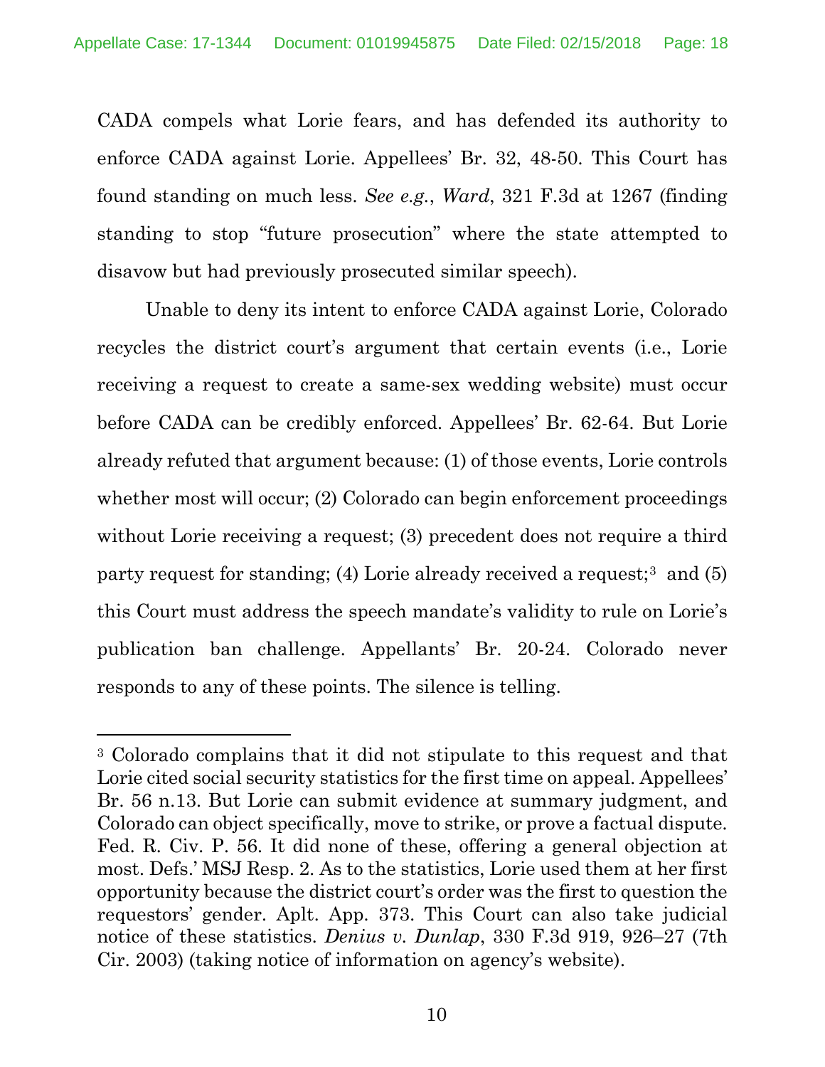CADA compels what Lorie fears, and has defended its authority to enforce CADA against Lorie. Appellees' Br. 32, 48-50. This Court has found standing on much less. *See e.g.*, *Ward*, 321 F.3d at 1267 (finding standing to stop "future prosecution" where the state attempted to disavow but had previously prosecuted similar speech).

Unable to deny its intent to enforce CADA against Lorie, Colorado recycles the district court's argument that certain events (i.e., Lorie receiving a request to create a same-sex wedding website) must occur before CADA can be credibly enforced. Appellees' Br. 62-64. But Lorie already refuted that argument because: (1) of those events, Lorie controls whether most will occur; (2) Colorado can begin enforcement proceedings without Lorie receiving a request; (3) precedent does not require a third party request for standing; (4) Lorie already received a request;[3] and (5) this Court must address the speech mandate's validity to rule on Lorie's publication ban challenge. Appellants' Br. 20-24. Colorado never responds to any of these points. The silence is telling.

---

[3] Colorado complains that it did not stipulate to this request and that Lorie cited social security statistics for the first time on appeal. Appellees' Br. 56 n.13. But Lorie can submit evidence at summary judgment, and Colorado can object specifically, move to strike, or prove a factual dispute. Fed. R. Civ. P. 56. It did none of these, offering a general objection at most. Defs.' MSJ Resp. 2. As to the statistics, Lorie used them at her first opportunity because the district court's order was the first to question the requestors' gender. Aplt. App. 373. This Court can also take judicial notice of these statistics. *Denius v. Dunlap*, 330 F.3d 919, 926–27 (7th Cir. 2003) (taking notice of information on agency's website).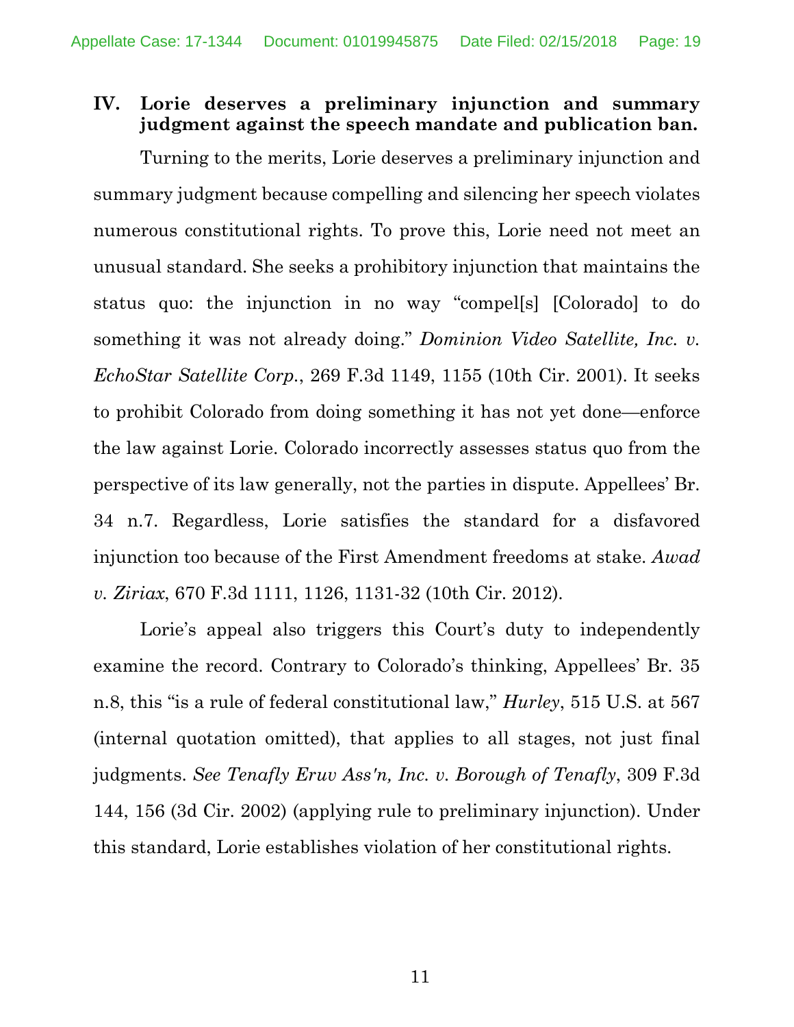## IV. Lorie deserves a preliminary injunction and summary judgment against the speech mandate and publication ban.

Turning to the merits, Lorie deserves a preliminary injunction and summary judgment because compelling and silencing her speech violates numerous constitutional rights. To prove this, Lorie need not meet an unusual standard. She seeks a prohibitory injunction that maintains the status quo: the injunction in no way "compel[s] [Colorado] to do something it was not already doing." *Dominion Video Satellite, Inc. v. EchoStar Satellite Corp.*, 269 F.3d 1149, 1155 (10th Cir. 2001). It seeks to prohibit Colorado from doing something it has not yet done—enforce the law against Lorie. Colorado incorrectly assesses status quo from the perspective of its law generally, not the parties in dispute. Appellees' Br. 34 n.7. Regardless, Lorie satisfies the standard for a disfavored injunction too because of the First Amendment freedoms at stake. *Awad v. Ziriax*, 670 F.3d 1111, 1126, 1131-32 (10th Cir. 2012).

Lorie's appeal also triggers this Court's duty to independently examine the record. Contrary to Colorado's thinking, Appellees' Br. 35 n.8, this "is a rule of federal constitutional law," *Hurley*, 515 U.S. at 567 (internal quotation omitted), that applies to all stages, not just final judgments. *See Tenafly Eruv Ass'n, Inc. v. Borough of Tenafly*, 309 F.3d 144, 156 (3d Cir. 2002) (applying rule to preliminary injunction). Under this standard, Lorie establishes violation of her constitutional rights.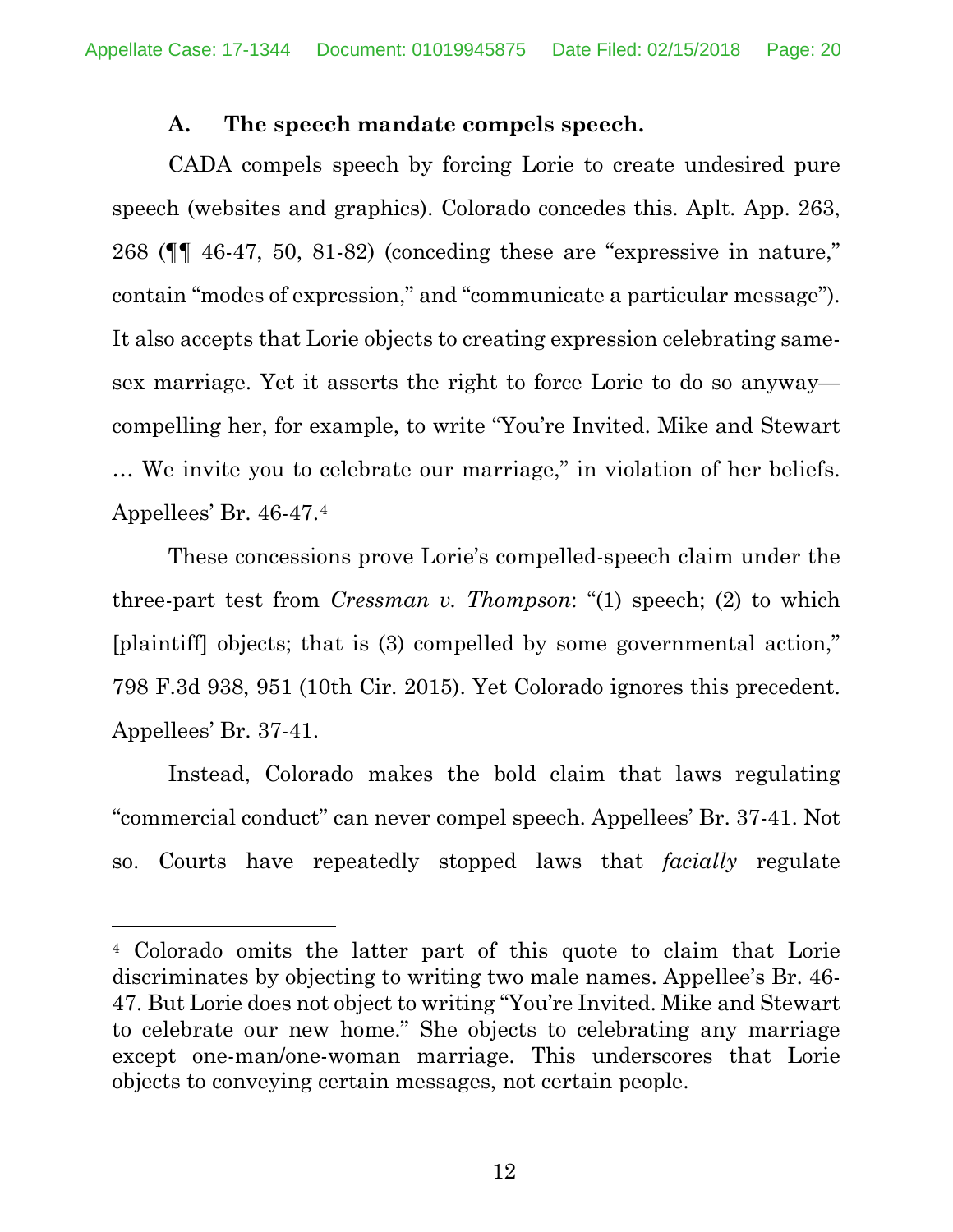### A. The speech mandate compels speech.

CADA compels speech by forcing Lorie to create undesired pure speech (websites and graphics). Colorado concedes this. Aplt. App. 263, 268 (¶¶ 46-47, 50, 81-82) (conceding these are "expressive in nature," contain "modes of expression," and "communicate a particular message"). It also accepts that Lorie objects to creating expression celebrating same-sex marriage. Yet it asserts the right to force Lorie to do so anyway—compelling her, for example, to write "You're Invited. Mike and Stewart … We invite you to celebrate our marriage," in violation of her beliefs. Appellees' Br. 46-47.[4]

These concessions prove Lorie's compelled-speech claim under the three-part test from *Cressman v. Thompson*: "(1) speech; (2) to which [plaintiff] objects; that is (3) compelled by some governmental action," 798 F.3d 938, 951 (10th Cir. 2015). Yet Colorado ignores this precedent. Appellees' Br. 37-41.

Instead, Colorado makes the bold claim that laws regulating "commercial conduct" can never compel speech. Appellees' Br. 37-41. Not so. Courts have repeatedly stopped laws that *facially* regulate

---

[4] Colorado omits the latter part of this quote to claim that Lorie discriminates by objecting to writing two male names. Appellee's Br. 46-47. But Lorie does not object to writing "You're Invited. Mike and Stewart to celebrate our new home." She objects to celebrating any marriage except one-man/one-woman marriage. This underscores that Lorie objects to conveying certain messages, not certain people.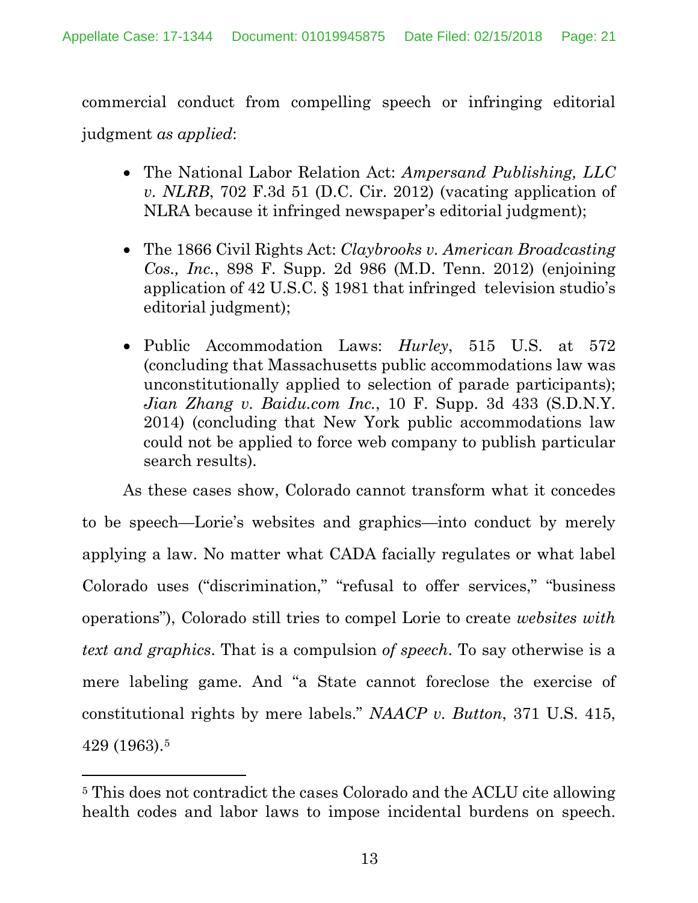commercial conduct from compelling speech or infringing editorial judgment *as applied*:

- The National Labor Relation Act: *Ampersand Publishing, LLC v. NLRB*, 702 F.3d 51 (D.C. Cir. 2012) (vacating application of NLRA because it infringed newspaper's editorial judgment);

- The 1866 Civil Rights Act: *Claybrooks v. American Broadcasting Cos., Inc.*, 898 F. Supp. 2d 986 (M.D. Tenn. 2012) (enjoining application of 42 U.S.C. § 1981 that infringed television studio's editorial judgment);

- Public Accommodation Laws: *Hurley*, 515 U.S. at 572 (concluding that Massachusetts public accommodations law was unconstitutionally applied to selection of parade participants); *Jian Zhang v. Baidu.com Inc.*, 10 F. Supp. 3d 433 (S.D.N.Y. 2014) (concluding that New York public accommodations law could not be applied to force web company to publish particular search results).

As these cases show, Colorado cannot transform what it concedes to be speech—Lorie's websites and graphics—into conduct by merely applying a law. No matter what CADA facially regulates or what label Colorado uses ("discrimination," "refusal to offer services," "business operations"), Colorado still tries to compel Lorie to create *websites with text and graphics*. That is a compulsion *of speech*. To say otherwise is a mere labeling game. And "a State cannot foreclose the exercise of constitutional rights by mere labels." *NAACP v. Button*, 371 U.S. 415, 429 (1963).[5]

---

[5] This does not contradict the cases Colorado and the ACLU cite allowing health codes and labor laws to impose incidental burdens on speech.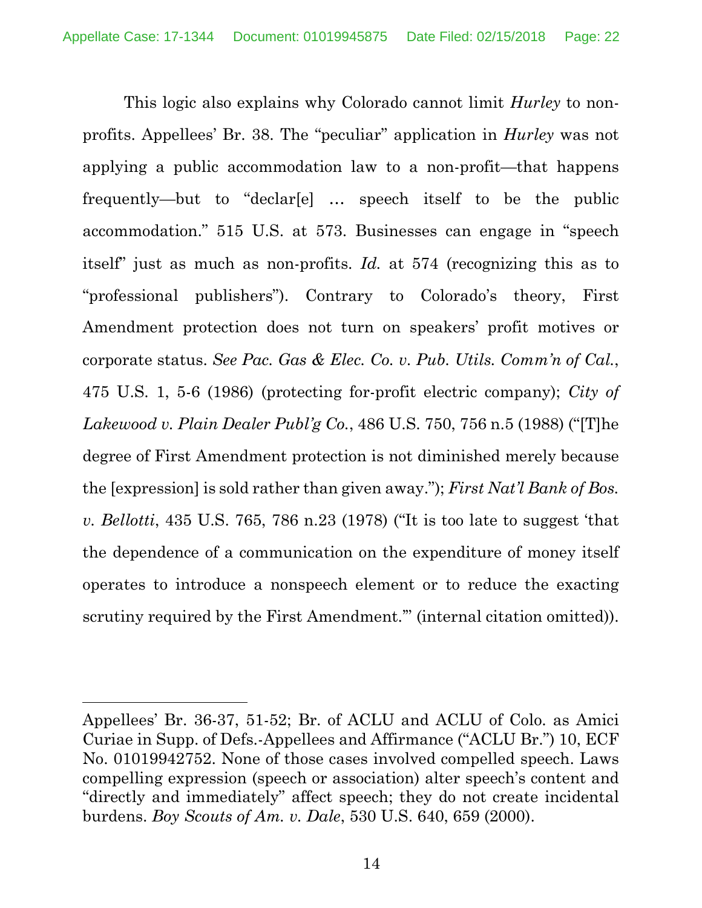This logic also explains why Colorado cannot limit *Hurley* to non-profits. Appellees' Br. 38. The "peculiar" application in *Hurley* was not applying a public accommodation law to a non-profit—that happens frequently—but to "declar[e] … speech itself to be the public accommodation." 515 U.S. at 573. Businesses can engage in "speech itself" just as much as non-profits. *Id.* at 574 (recognizing this as to "professional publishers"). Contrary to Colorado's theory, First Amendment protection does not turn on speakers' profit motives or corporate status. *See Pac. Gas & Elec. Co. v. Pub. Utils. Comm'n of Cal.*, 475 U.S. 1, 5-6 (1986) (protecting for-profit electric company); *City of Lakewood v. Plain Dealer Publ'g Co.*, 486 U.S. 750, 756 n.5 (1988) ("[T]he degree of First Amendment protection is not diminished merely because the [expression] is sold rather than given away."); *First Nat'l Bank of Bos. v. Bellotti*, 435 U.S. 765, 786 n.23 (1978) ("It is too late to suggest 'that the dependence of a communication on the expenditure of money itself operates to introduce a nonspeech element or to reduce the exacting scrutiny required by the First Amendment.'" (internal citation omitted)).

---

Appellees' Br. 36-37, 51-52; Br. of ACLU and ACLU of Colo. as Amici Curiae in Supp. of Defs.-Appellees and Affirmance ("ACLU Br.") 10, ECF No. 01019942752. None of those cases involved compelled speech. Laws compelling expression (speech or association) alter speech's content and "directly and immediately" affect speech; they do not create incidental burdens. *Boy Scouts of Am. v. Dale*, 530 U.S. 640, 659 (2000).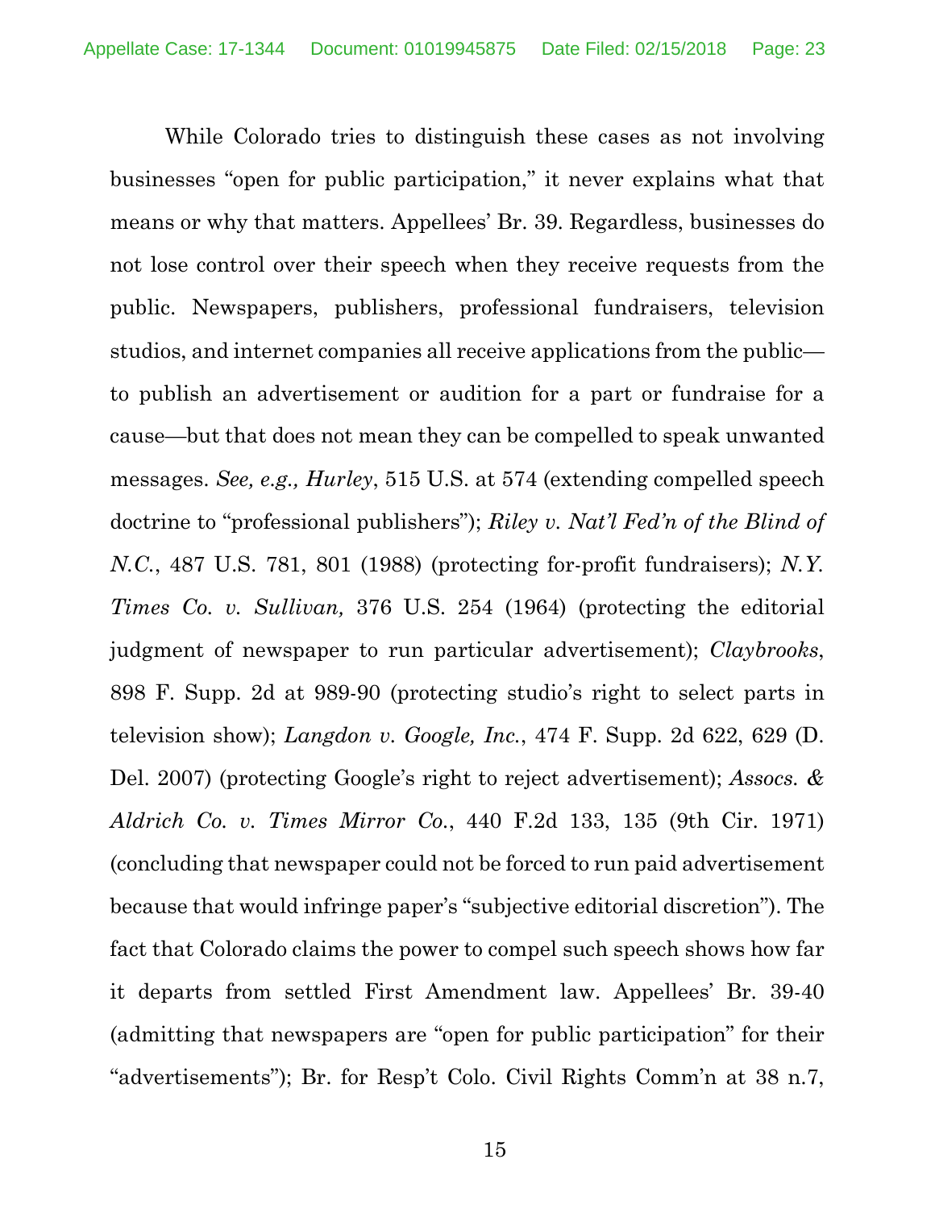While Colorado tries to distinguish these cases as not involving businesses "open for public participation," it never explains what that means or why that matters. Appellees' Br. 39. Regardless, businesses do not lose control over their speech when they receive requests from the public. Newspapers, publishers, professional fundraisers, television studios, and internet companies all receive applications from the public—to publish an advertisement or audition for a part or fundraise for a cause—but that does not mean they can be compelled to speak unwanted messages. *See, e.g., Hurley*, 515 U.S. at 574 (extending compelled speech doctrine to "professional publishers"); *Riley v. Nat'l Fed'n of the Blind of N.C.*, 487 U.S. 781, 801 (1988) (protecting for-profit fundraisers); *N.Y. Times Co. v. Sullivan,* 376 U.S. 254 (1964) (protecting the editorial judgment of newspaper to run particular advertisement); *Claybrooks*, 898 F. Supp. 2d at 989-90 (protecting studio's right to select parts in television show); *Langdon v. Google, Inc.*, 474 F. Supp. 2d 622, 629 (D. Del. 2007) (protecting Google's right to reject advertisement); *Assocs. & Aldrich Co. v. Times Mirror Co.*, 440 F.2d 133, 135 (9th Cir. 1971) (concluding that newspaper could not be forced to run paid advertisement because that would infringe paper's "subjective editorial discretion"). The fact that Colorado claims the power to compel such speech shows how far it departs from settled First Amendment law. Appellees' Br. 39-40 (admitting that newspapers are "open for public participation" for their "advertisements"); Br. for Resp't Colo. Civil Rights Comm'n at 38 n.7,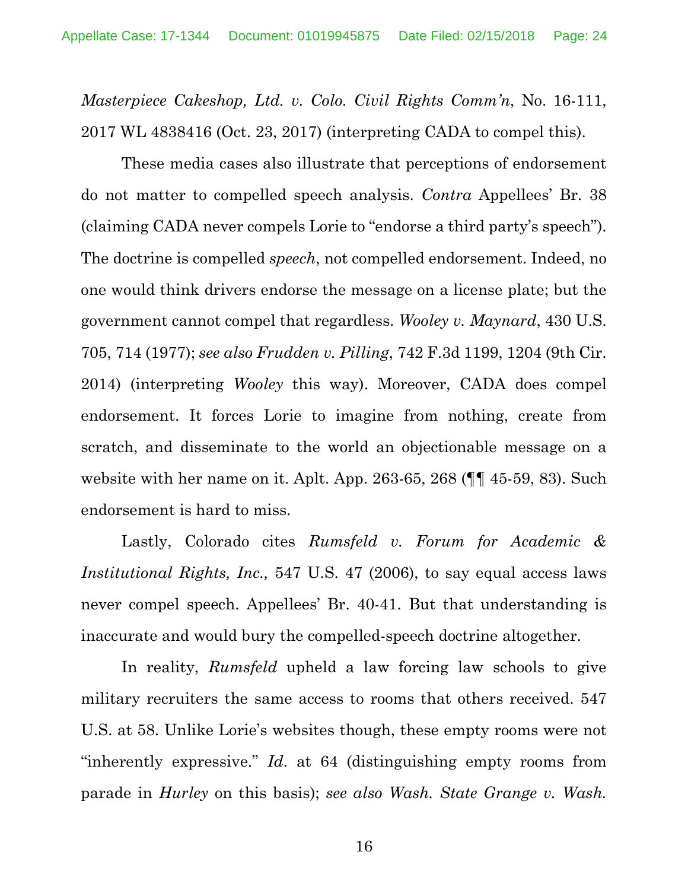*Masterpiece Cakeshop, Ltd. v. Colo. Civil Rights Comm'n*, No. 16-111, 2017 WL 4838416 (Oct. 23, 2017) (interpreting CADA to compel this).

These media cases also illustrate that perceptions of endorsement do not matter to compelled speech analysis. *Contra* Appellees' Br. 38 (claiming CADA never compels Lorie to "endorse a third party's speech"). The doctrine is compelled *speech*, not compelled endorsement. Indeed, no one would think drivers endorse the message on a license plate; but the government cannot compel that regardless. *Wooley v. Maynard*, 430 U.S. 705, 714 (1977); *see also Frudden v. Pilling*, 742 F.3d 1199, 1204 (9th Cir. 2014) (interpreting *Wooley* this way). Moreover, CADA does compel endorsement. It forces Lorie to imagine from nothing, create from scratch, and disseminate to the world an objectionable message on a website with her name on it. Aplt. App. 263-65, 268 (¶¶ 45-59, 83). Such endorsement is hard to miss.

Lastly, Colorado cites *Rumsfeld v. Forum for Academic & Institutional Rights, Inc.,* 547 U.S. 47 (2006), to say equal access laws never compel speech. Appellees' Br. 40-41. But that understanding is inaccurate and would bury the compelled-speech doctrine altogether.

In reality, *Rumsfeld* upheld a law forcing law schools to give military recruiters the same access to rooms that others received. 547 U.S. at 58. Unlike Lorie's websites though, these empty rooms were not "inherently expressive." *Id.* at 64 (distinguishing empty rooms from parade in *Hurley* on this basis); *see also Wash. State Grange v. Wash.*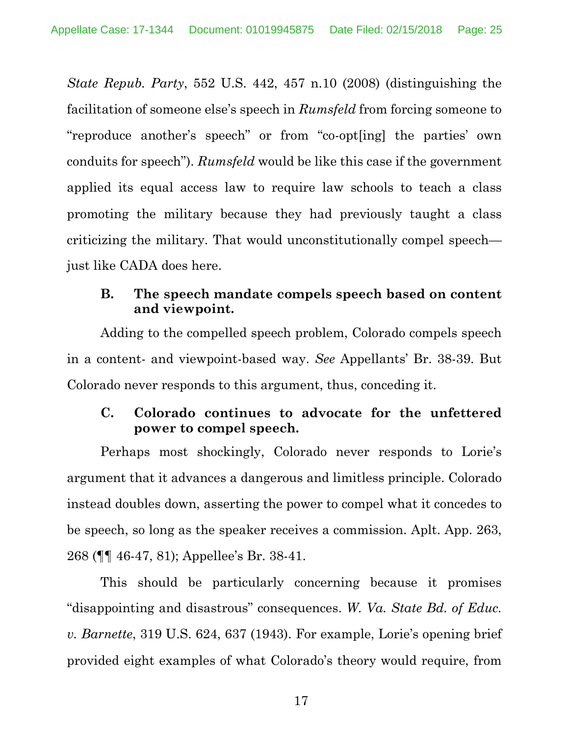*State Repub. Party*, 552 U.S. 442, 457 n.10 (2008) (distinguishing the facilitation of someone else's speech in *Rumsfeld* from forcing someone to "reproduce another's speech" or from "co-opt[ing] the parties' own conduits for speech"). *Rumsfeld* would be like this case if the government applied its equal access law to require law schools to teach a class promoting the military because they had previously taught a class criticizing the military. That would unconstitutionally compel speech—just like CADA does here.

### B. The speech mandate compels speech based on content and viewpoint.

Adding to the compelled speech problem, Colorado compels speech in a content- and viewpoint-based way. *See* Appellants' Br. 38-39. But Colorado never responds to this argument, thus, conceding it.

### C. Colorado continues to advocate for the unfettered power to compel speech.

Perhaps most shockingly, Colorado never responds to Lorie's argument that it advances a dangerous and limitless principle. Colorado instead doubles down, asserting the power to compel what it concedes to be speech, so long as the speaker receives a commission. Aplt. App. 263, 268 (¶¶ 46-47, 81); Appellee's Br. 38-41.

This should be particularly concerning because it promises "disappointing and disastrous" consequences. *W. Va. State Bd. of Educ. v. Barnette*, 319 U.S. 624, 637 (1943). For example, Lorie's opening brief provided eight examples of what Colorado's theory would require, from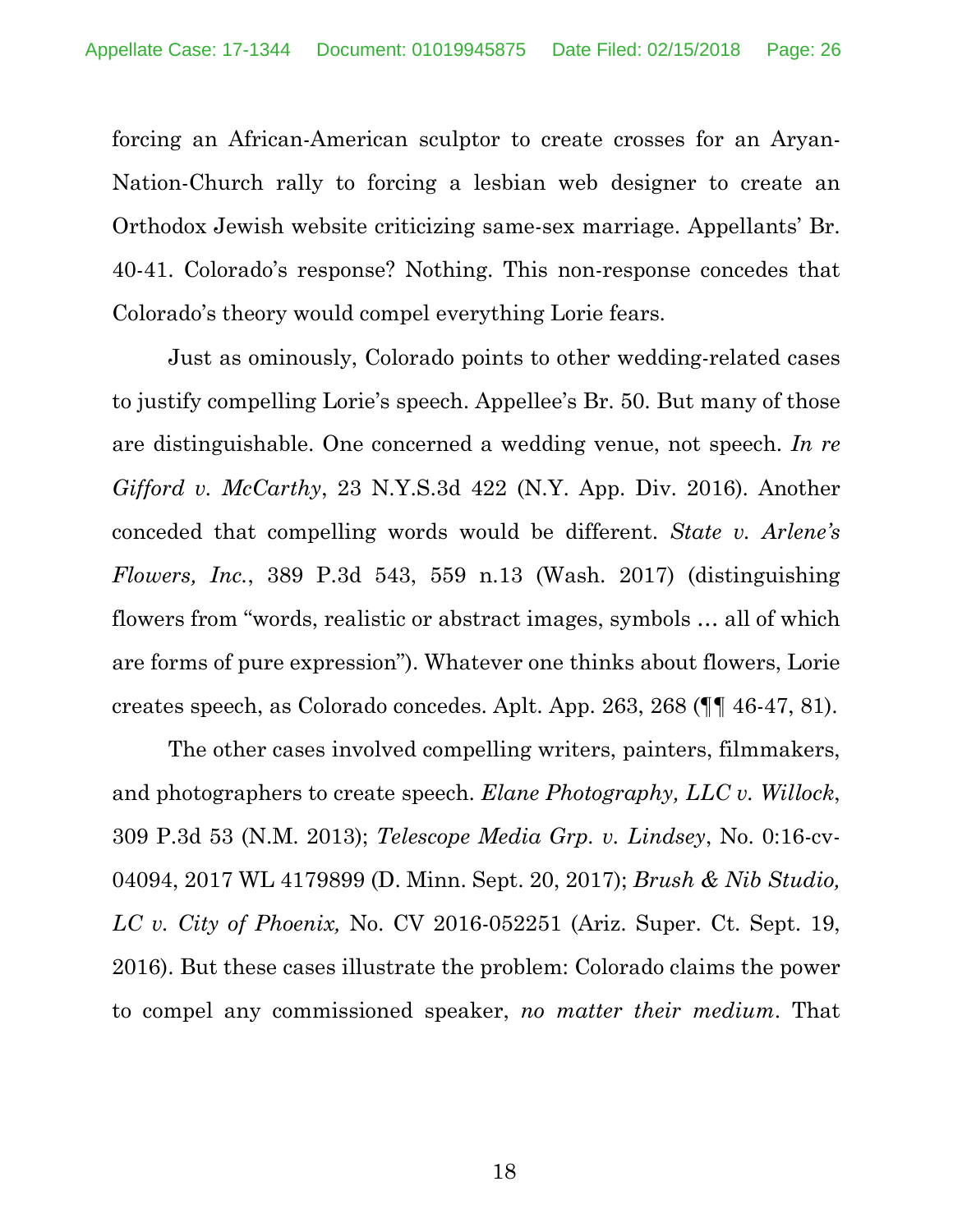forcing an African-American sculptor to create crosses for an Aryan-Nation-Church rally to forcing a lesbian web designer to create an Orthodox Jewish website criticizing same-sex marriage. Appellants' Br. 40-41. Colorado's response? Nothing. This non-response concedes that Colorado's theory would compel everything Lorie fears.

Just as ominously, Colorado points to other wedding-related cases to justify compelling Lorie's speech. Appellee's Br. 50. But many of those are distinguishable. One concerned a wedding venue, not speech. *In re Gifford v. McCarthy*, 23 N.Y.S.3d 422 (N.Y. App. Div. 2016). Another conceded that compelling words would be different. *State v. Arlene's Flowers, Inc.*, 389 P.3d 543, 559 n.13 (Wash. 2017) (distinguishing flowers from "words, realistic or abstract images, symbols … all of which are forms of pure expression"). Whatever one thinks about flowers, Lorie creates speech, as Colorado concedes. Aplt. App. 263, 268 (¶¶ 46-47, 81).

The other cases involved compelling writers, painters, filmmakers, and photographers to create speech. *Elane Photography, LLC v. Willock*, 309 P.3d 53 (N.M. 2013); *Telescope Media Grp. v. Lindsey*, No. 0:16-cv-04094, 2017 WL 4179899 (D. Minn. Sept. 20, 2017); *Brush & Nib Studio, LC v. City of Phoenix,* No. CV 2016-052251 (Ariz. Super. Ct. Sept. 19, 2016). But these cases illustrate the problem: Colorado claims the power to compel any commissioned speaker, *no matter their medium*. That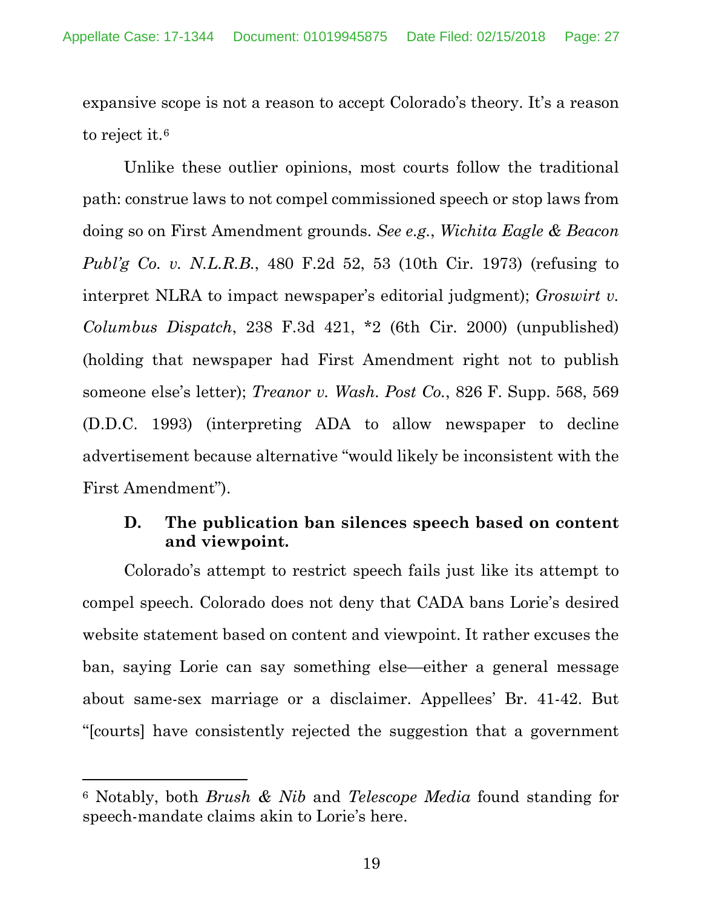expansive scope is not a reason to accept Colorado's theory. It's a reason to reject it.[6]

Unlike these outlier opinions, most courts follow the traditional path: construe laws to not compel commissioned speech or stop laws from doing so on First Amendment grounds. *See e.g.*, *Wichita Eagle & Beacon Publ'g Co. v. N.L.R.B.*, 480 F.2d 52, 53 (10th Cir. 1973) (refusing to interpret NLRA to impact newspaper's editorial judgment); *Groswirt v. Columbus Dispatch*, 238 F.3d 421, *2 (6th Cir. 2000) (unpublished) (holding that newspaper had First Amendment right not to publish someone else's letter); *Treanor v. Wash. Post Co.*, 826 F. Supp. 568, 569 (D.D.C. 1993) (interpreting ADA to allow newspaper to decline advertisement because alternative "would likely be inconsistent with the First Amendment").

### D. The publication ban silences speech based on content and viewpoint.

Colorado's attempt to restrict speech fails just like its attempt to compel speech. Colorado does not deny that CADA bans Lorie's desired website statement based on content and viewpoint. It rather excuses the ban, saying Lorie can say something else—either a general message about same-sex marriage or a disclaimer. Appellees' Br. 41-42. But "[courts] have consistently rejected the suggestion that a government

---

[6] Notably, both *Brush & Nib* and *Telescope Media* found standing for speech-mandate claims akin to Lorie's here.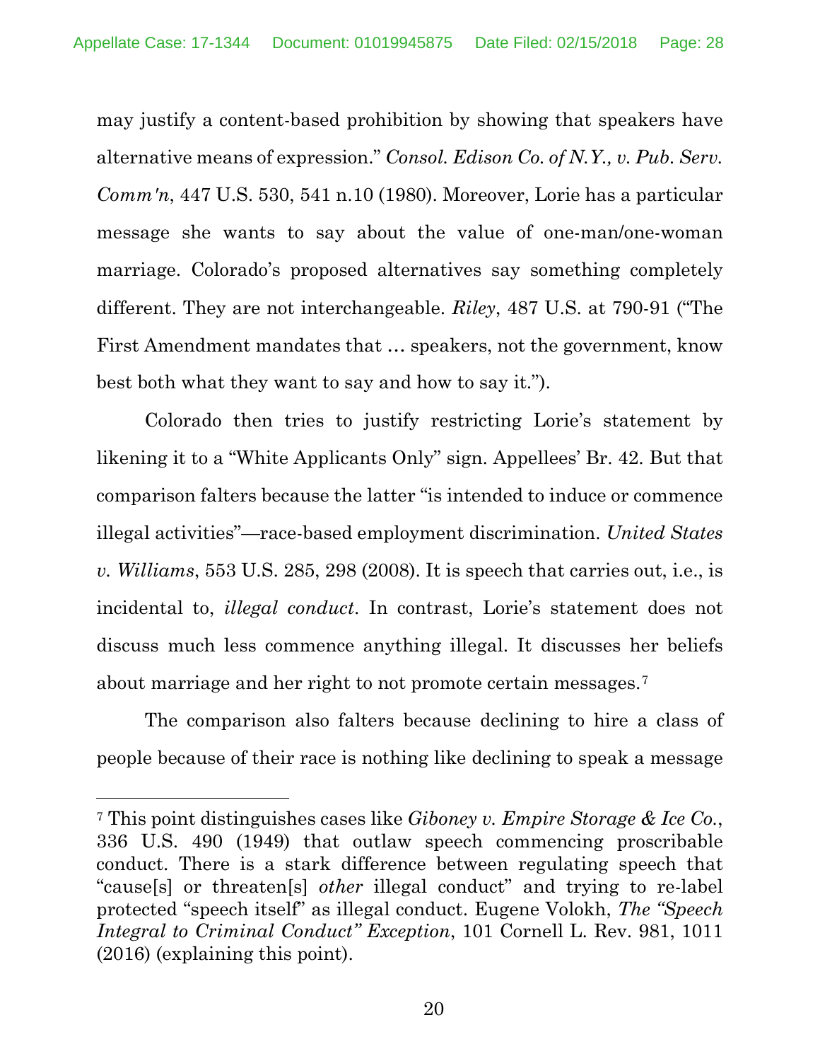may justify a content-based prohibition by showing that speakers have alternative means of expression." *Consol. Edison Co. of N.Y., v. Pub. Serv. Comm'n*, 447 U.S. 530, 541 n.10 (1980). Moreover, Lorie has a particular message she wants to say about the value of one-man/one-woman marriage. Colorado's proposed alternatives say something completely different. They are not interchangeable. *Riley*, 487 U.S. at 790-91 ("The First Amendment mandates that … speakers, not the government, know best both what they want to say and how to say it.").

Colorado then tries to justify restricting Lorie's statement by likening it to a "White Applicants Only" sign. Appellees' Br. 42. But that comparison falters because the latter "is intended to induce or commence illegal activities"—race-based employment discrimination. *United States v. Williams*, 553 U.S. 285, 298 (2008). It is speech that carries out, i.e., is incidental to, *illegal conduct*. In contrast, Lorie's statement does not discuss much less commence anything illegal. It discusses her beliefs about marriage and her right to not promote certain messages.[7]

The comparison also falters because declining to hire a class of people because of their race is nothing like declining to speak a message

[7] This point distinguishes cases like *Giboney v. Empire Storage & Ice Co.*, 336 U.S. 490 (1949) that outlaw speech commencing proscribable conduct. There is a stark difference between regulating speech that "cause[s] or threaten[s] *other* illegal conduct" and trying to re-label protected "speech itself" as illegal conduct. Eugene Volokh, *The "Speech Integral to Criminal Conduct" Exception*, 101 Cornell L. Rev. 981, 1011 (2016) (explaining this point).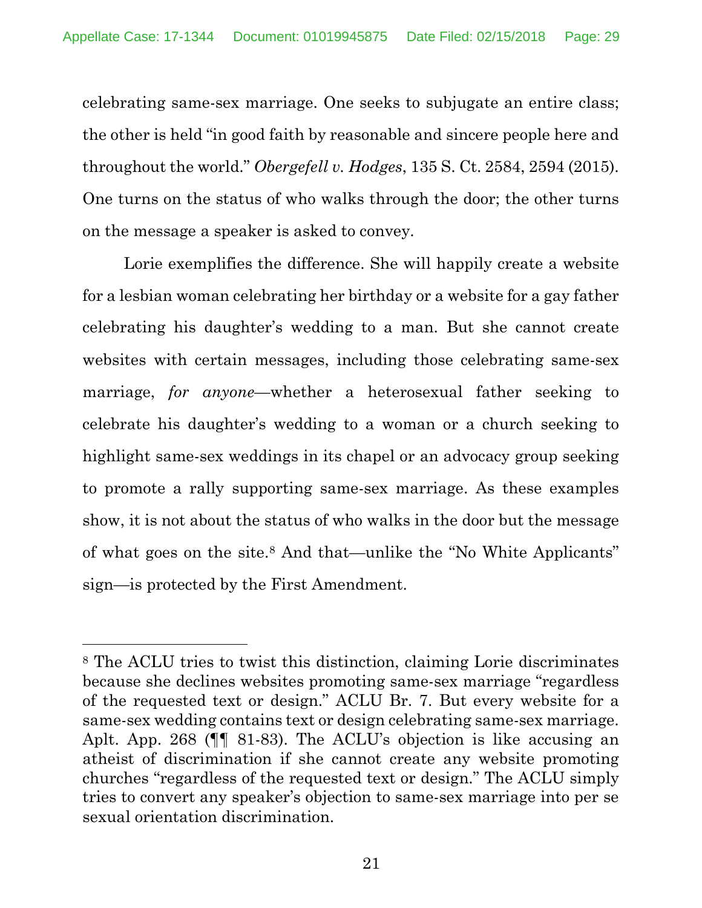celebrating same-sex marriage. One seeks to subjugate an entire class; the other is held "in good faith by reasonable and sincere people here and throughout the world." *Obergefell v. Hodges*, 135 S. Ct. 2584, 2594 (2015). One turns on the status of who walks through the door; the other turns on the message a speaker is asked to convey.

Lorie exemplifies the difference. She will happily create a website for a lesbian woman celebrating her birthday or a website for a gay father celebrating his daughter's wedding to a man. But she cannot create websites with certain messages, including those celebrating same-sex marriage, *for anyone*—whether a heterosexual father seeking to celebrate his daughter's wedding to a woman or a church seeking to highlight same-sex weddings in its chapel or an advocacy group seeking to promote a rally supporting same-sex marriage. As these examples show, it is not about the status of who walks in the door but the message of what goes on the site.[8] And that—unlike the "No White Applicants" sign—is protected by the First Amendment.

---

[8] The ACLU tries to twist this distinction, claiming Lorie discriminates because she declines websites promoting same-sex marriage "regardless of the requested text or design." ACLU Br. 7. But every website for a same-sex wedding contains text or design celebrating same-sex marriage. Aplt. App. 268 (¶¶ 81-83). The ACLU's objection is like accusing an atheist of discrimination if she cannot create any website promoting churches "regardless of the requested text or design." The ACLU simply tries to convert any speaker's objection to same-sex marriage into per se sexual orientation discrimination.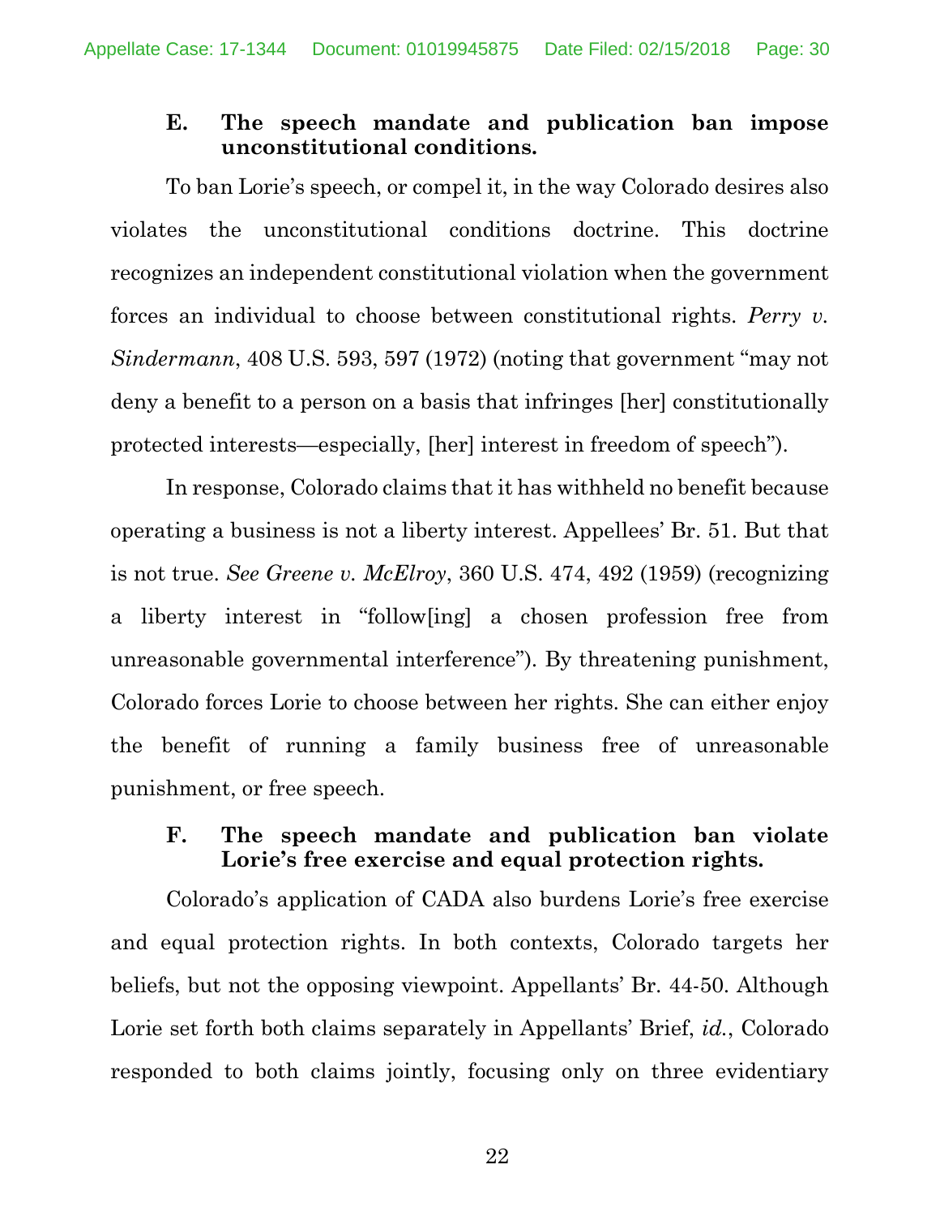### E. The speech mandate and publication ban impose unconstitutional conditions.

To ban Lorie's speech, or compel it, in the way Colorado desires also violates the unconstitutional conditions doctrine. This doctrine recognizes an independent constitutional violation when the government forces an individual to choose between constitutional rights. *Perry v. Sindermann*, 408 U.S. 593, 597 (1972) (noting that government "may not deny a benefit to a person on a basis that infringes [her] constitutionally protected interests—especially, [her] interest in freedom of speech").

In response, Colorado claims that it has withheld no benefit because operating a business is not a liberty interest. Appellees' Br. 51. But that is not true. *See Greene v. McElroy*, 360 U.S. 474, 492 (1959) (recognizing a liberty interest in "follow[ing] a chosen profession free from unreasonable governmental interference"). By threatening punishment, Colorado forces Lorie to choose between her rights. She can either enjoy the benefit of running a family business free of unreasonable punishment, or free speech.

### F. The speech mandate and publication ban violate Lorie's free exercise and equal protection rights.

Colorado's application of CADA also burdens Lorie's free exercise and equal protection rights. In both contexts, Colorado targets her beliefs, but not the opposing viewpoint. Appellants' Br. 44-50. Although Lorie set forth both claims separately in Appellants' Brief, *id.*, Colorado responded to both claims jointly, focusing only on three evidentiary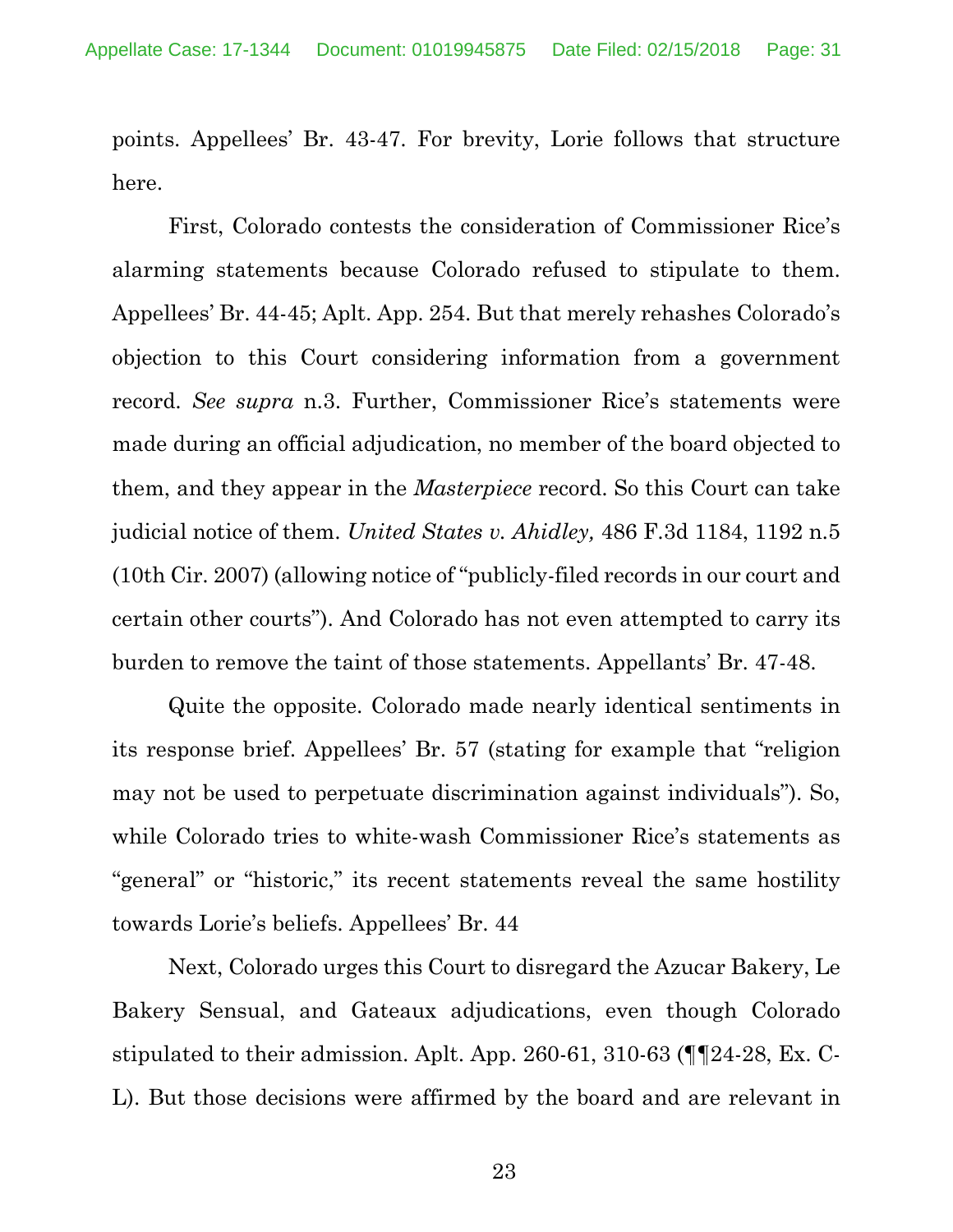points. Appellees' Br. 43-47. For brevity, Lorie follows that structure here.

First, Colorado contests the consideration of Commissioner Rice's alarming statements because Colorado refused to stipulate to them. Appellees' Br. 44-45; Aplt. App. 254. But that merely rehashes Colorado's objection to this Court considering information from a government record. *See supra* n.3. Further, Commissioner Rice's statements were made during an official adjudication, no member of the board objected to them, and they appear in the *Masterpiece* record. So this Court can take judicial notice of them. *United States v. Ahidley,* 486 F.3d 1184, 1192 n.5 (10th Cir. 2007) (allowing notice of "publicly-filed records in our court and certain other courts"). And Colorado has not even attempted to carry its burden to remove the taint of those statements. Appellants' Br. 47-48.

Quite the opposite. Colorado made nearly identical sentiments in its response brief. Appellees' Br. 57 (stating for example that "religion may not be used to perpetuate discrimination against individuals"). So, while Colorado tries to white-wash Commissioner Rice's statements as "general" or "historic," its recent statements reveal the same hostility towards Lorie's beliefs. Appellees' Br. 44

Next, Colorado urges this Court to disregard the Azucar Bakery, Le Bakery Sensual, and Gateaux adjudications, even though Colorado stipulated to their admission. Aplt. App. 260-61, 310-63 (¶¶24-28, Ex. C-L). But those decisions were affirmed by the board and are relevant in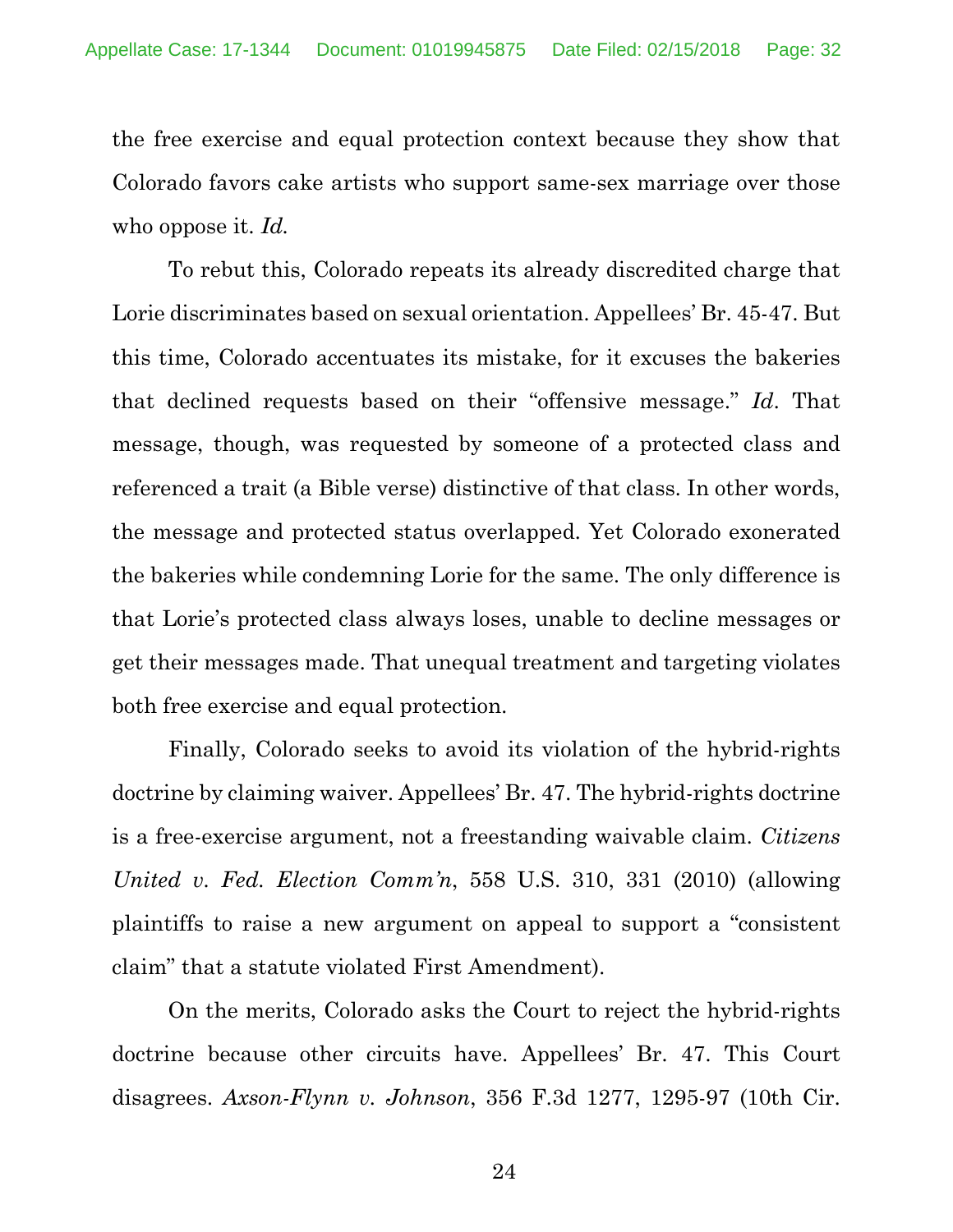the free exercise and equal protection context because they show that Colorado favors cake artists who support same-sex marriage over those who oppose it. *Id.*

To rebut this, Colorado repeats its already discredited charge that Lorie discriminates based on sexual orientation. Appellees' Br. 45-47. But this time, Colorado accentuates its mistake, for it excuses the bakeries that declined requests based on their "offensive message." *Id*. That message, though, was requested by someone of a protected class and referenced a trait (a Bible verse) distinctive of that class. In other words, the message and protected status overlapped. Yet Colorado exonerated the bakeries while condemning Lorie for the same. The only difference is that Lorie's protected class always loses, unable to decline messages or get their messages made. That unequal treatment and targeting violates both free exercise and equal protection.

Finally, Colorado seeks to avoid its violation of the hybrid-rights doctrine by claiming waiver. Appellees' Br. 47. The hybrid-rights doctrine is a free-exercise argument, not a freestanding waivable claim. *Citizens United v. Fed. Election Comm'n*, 558 U.S. 310, 331 (2010) (allowing plaintiffs to raise a new argument on appeal to support a "consistent claim" that a statute violated First Amendment).

On the merits, Colorado asks the Court to reject the hybrid-rights doctrine because other circuits have. Appellees' Br. 47. This Court disagrees. *Axson-Flynn v. Johnson*, 356 F.3d 1277, 1295-97 (10th Cir.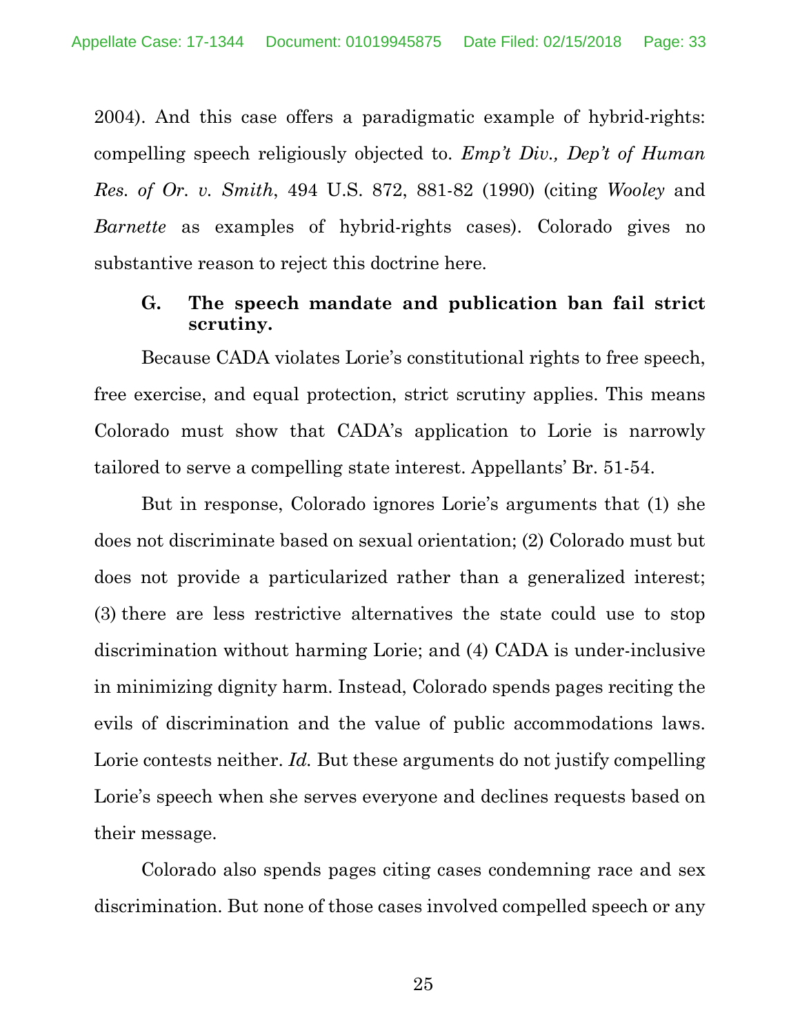2004). And this case offers a paradigmatic example of hybrid-rights: compelling speech religiously objected to. *Emp't Div., Dep't of Human Res. of Or. v. Smith*, 494 U.S. 872, 881-82 (1990) (citing *Wooley* and *Barnette* as examples of hybrid-rights cases). Colorado gives no substantive reason to reject this doctrine here.

### G. The speech mandate and publication ban fail strict scrutiny.

Because CADA violates Lorie's constitutional rights to free speech, free exercise, and equal protection, strict scrutiny applies. This means Colorado must show that CADA's application to Lorie is narrowly tailored to serve a compelling state interest. Appellants' Br. 51-54.

But in response, Colorado ignores Lorie's arguments that (1) she does not discriminate based on sexual orientation; (2) Colorado must but does not provide a particularized rather than a generalized interest; (3) there are less restrictive alternatives the state could use to stop discrimination without harming Lorie; and (4) CADA is under-inclusive in minimizing dignity harm. Instead, Colorado spends pages reciting the evils of discrimination and the value of public accommodations laws. Lorie contests neither. *Id.* But these arguments do not justify compelling Lorie's speech when she serves everyone and declines requests based on their message.

Colorado also spends pages citing cases condemning race and sex discrimination. But none of those cases involved compelled speech or any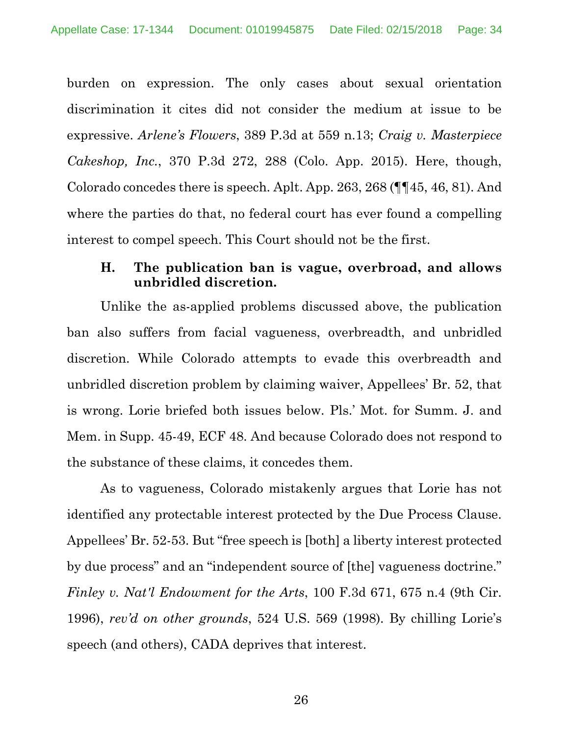burden on expression. The only cases about sexual orientation discrimination it cites did not consider the medium at issue to be expressive. *Arlene's Flowers*, 389 P.3d at 559 n.13; *Craig v. Masterpiece Cakeshop, Inc.*, 370 P.3d 272, 288 (Colo. App. 2015). Here, though, Colorado concedes there is speech. Aplt. App. 263, 268 (¶¶45, 46, 81). And where the parties do that, no federal court has ever found a compelling interest to compel speech. This Court should not be the first.

### H. The publication ban is vague, overbroad, and allows unbridled discretion.

Unlike the as-applied problems discussed above, the publication ban also suffers from facial vagueness, overbreadth, and unbridled discretion. While Colorado attempts to evade this overbreadth and unbridled discretion problem by claiming waiver, Appellees' Br. 52, that is wrong. Lorie briefed both issues below. Pls.' Mot. for Summ. J. and Mem. in Supp. 45-49, ECF 48. And because Colorado does not respond to the substance of these claims, it concedes them.

As to vagueness, Colorado mistakenly argues that Lorie has not identified any protectable interest protected by the Due Process Clause. Appellees' Br. 52-53. But "free speech is [both] a liberty interest protected by due process" and an "independent source of [the] vagueness doctrine." *Finley v. Nat'l Endowment for the Arts*, 100 F.3d 671, 675 n.4 (9th Cir. 1996), *rev'd on other grounds*, 524 U.S. 569 (1998). By chilling Lorie's speech (and others), CADA deprives that interest.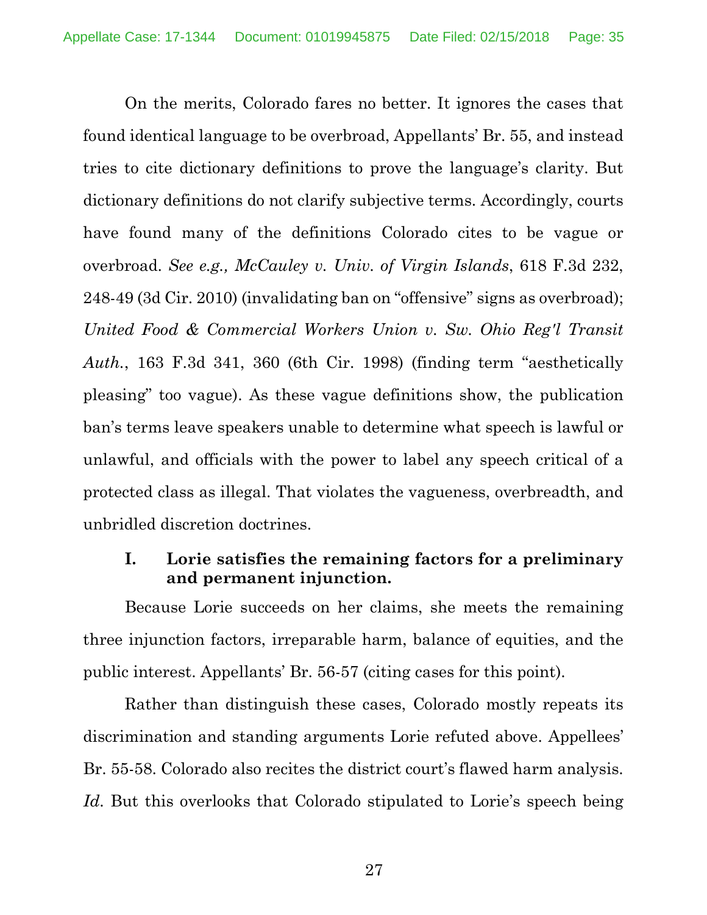On the merits, Colorado fares no better. It ignores the cases that found identical language to be overbroad, Appellants' Br. 55, and instead tries to cite dictionary definitions to prove the language's clarity. But dictionary definitions do not clarify subjective terms. Accordingly, courts have found many of the definitions Colorado cites to be vague or overbroad. *See e.g., McCauley v. Univ. of Virgin Islands*, 618 F.3d 232, 248-49 (3d Cir. 2010) (invalidating ban on "offensive" signs as overbroad); *United Food & Commercial Workers Union v. Sw. Ohio Reg'l Transit Auth.*, 163 F.3d 341, 360 (6th Cir. 1998) (finding term "aesthetically pleasing" too vague). As these vague definitions show, the publication ban's terms leave speakers unable to determine what speech is lawful or unlawful, and officials with the power to label any speech critical of a protected class as illegal. That violates the vagueness, overbreadth, and unbridled discretion doctrines.

### I. Lorie satisfies the remaining factors for a preliminary and permanent injunction.

Because Lorie succeeds on her claims, she meets the remaining three injunction factors, irreparable harm, balance of equities, and the public interest. Appellants' Br. 56-57 (citing cases for this point).

Rather than distinguish these cases, Colorado mostly repeats its discrimination and standing arguments Lorie refuted above. Appellees' Br. 55-58. Colorado also recites the district court's flawed harm analysis. *Id*. But this overlooks that Colorado stipulated to Lorie's speech being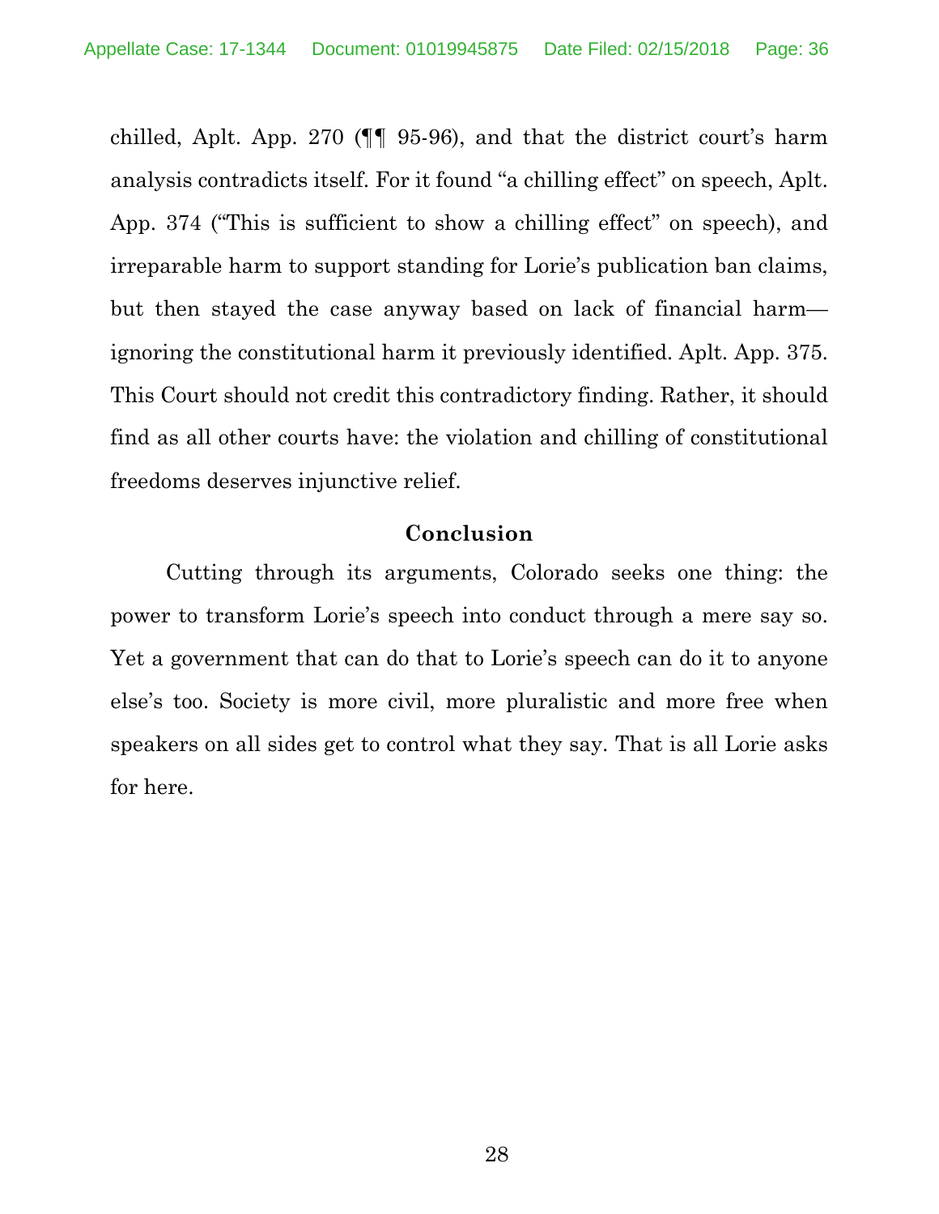chilled, Aplt. App. 270 (¶¶ 95-96), and that the district court's harm analysis contradicts itself. For it found "a chilling effect" on speech, Aplt. App. 374 ("This is sufficient to show a chilling effect" on speech), and irreparable harm to support standing for Lorie's publication ban claims, but then stayed the case anyway based on lack of financial harm—ignoring the constitutional harm it previously identified. Aplt. App. 375. This Court should not credit this contradictory finding. Rather, it should find as all other courts have: the violation and chilling of constitutional freedoms deserves injunctive relief.

## Conclusion

Cutting through its arguments, Colorado seeks one thing: the power to transform Lorie's speech into conduct through a mere say so. Yet a government that can do that to Lorie's speech can do it to anyone else's too. Society is more civil, more pluralistic and more free when speakers on all sides get to control what they say. That is all Lorie asks for here.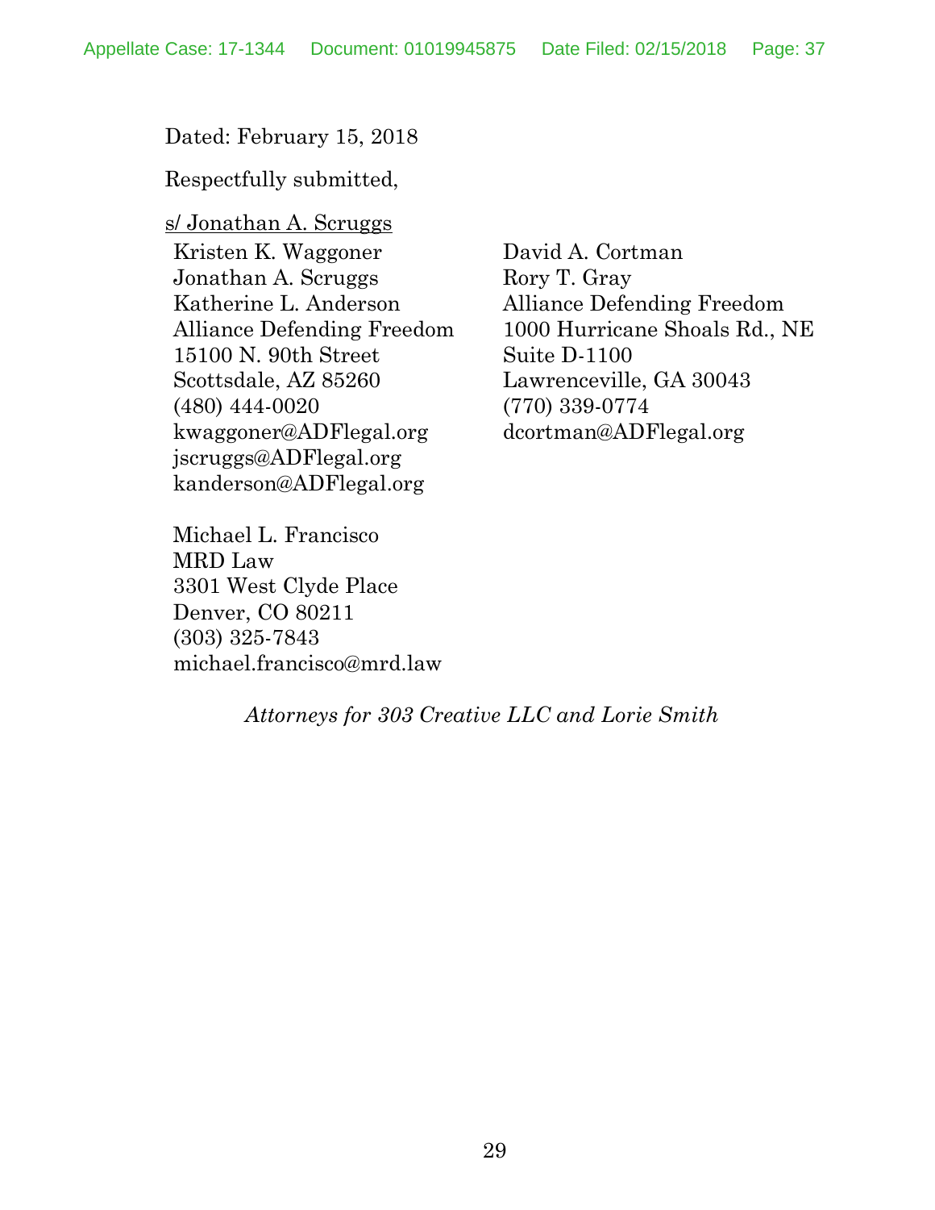Dated: February 15, 2018

Respectfully submitted,

s/ Jonathan A. Scruggs

Kristen K. Waggoner
Jonathan A. Scruggs
Katherine L. Anderson
Alliance Defending Freedom
15100 N. 90th Street
Scottsdale, AZ 85260
(480) 444-0020
kwaggoner@ADFlegal.org
jscruggs@ADFlegal.org
kanderson@ADFlegal.org

David A. Cortman
Rory T. Gray
Alliance Defending Freedom
1000 Hurricane Shoals Rd., NE
Suite D-1100
Lawrenceville, GA 30043
(770) 339-0774
dcortman@ADFlegal.org

Michael L. Francisco
MRD Law
3301 West Clyde Place
Denver, CO 80211
(303) 325-7843
michael.francisco@mrd.law

*Attorneys for 303 Creative LLC and Lorie Smith*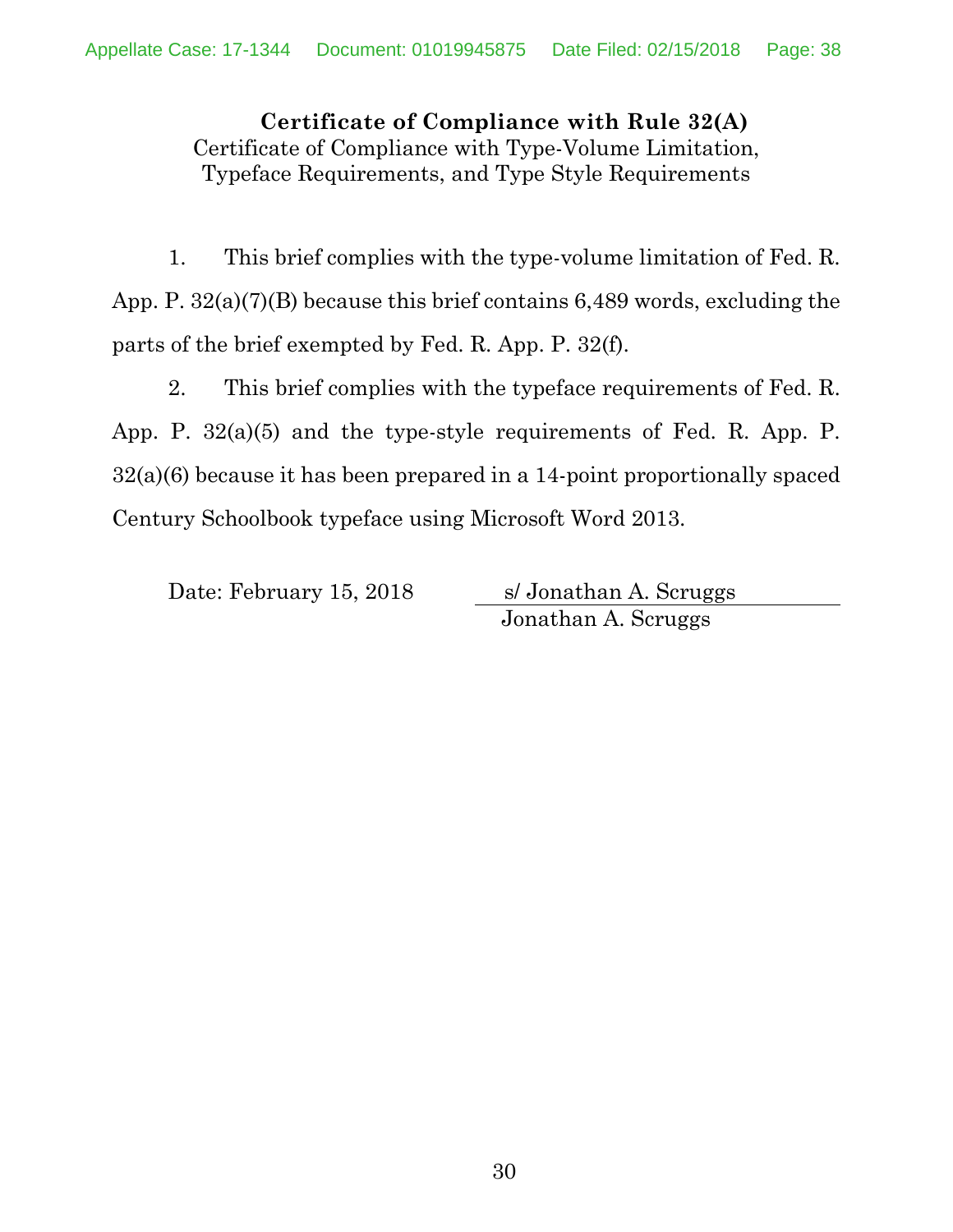**Certificate of Compliance with Rule 32(A)**

Certificate of Compliance with Type-Volume Limitation, Typeface Requirements, and Type Style Requirements

1. This brief complies with the type-volume limitation of Fed. R. App. P. 32(a)(7)(B) because this brief contains 6,489 words, excluding the parts of the brief exempted by Fed. R. App. P. 32(f).

2. This brief complies with the typeface requirements of Fed. R. App. P. 32(a)(5) and the type-style requirements of Fed. R. App. P. 32(a)(6) because it has been prepared in a 14-point proportionally spaced Century Schoolbook typeface using Microsoft Word 2013.

Date: February 15, 2018

s/ Jonathan A. Scruggs
Jonathan A. Scruggs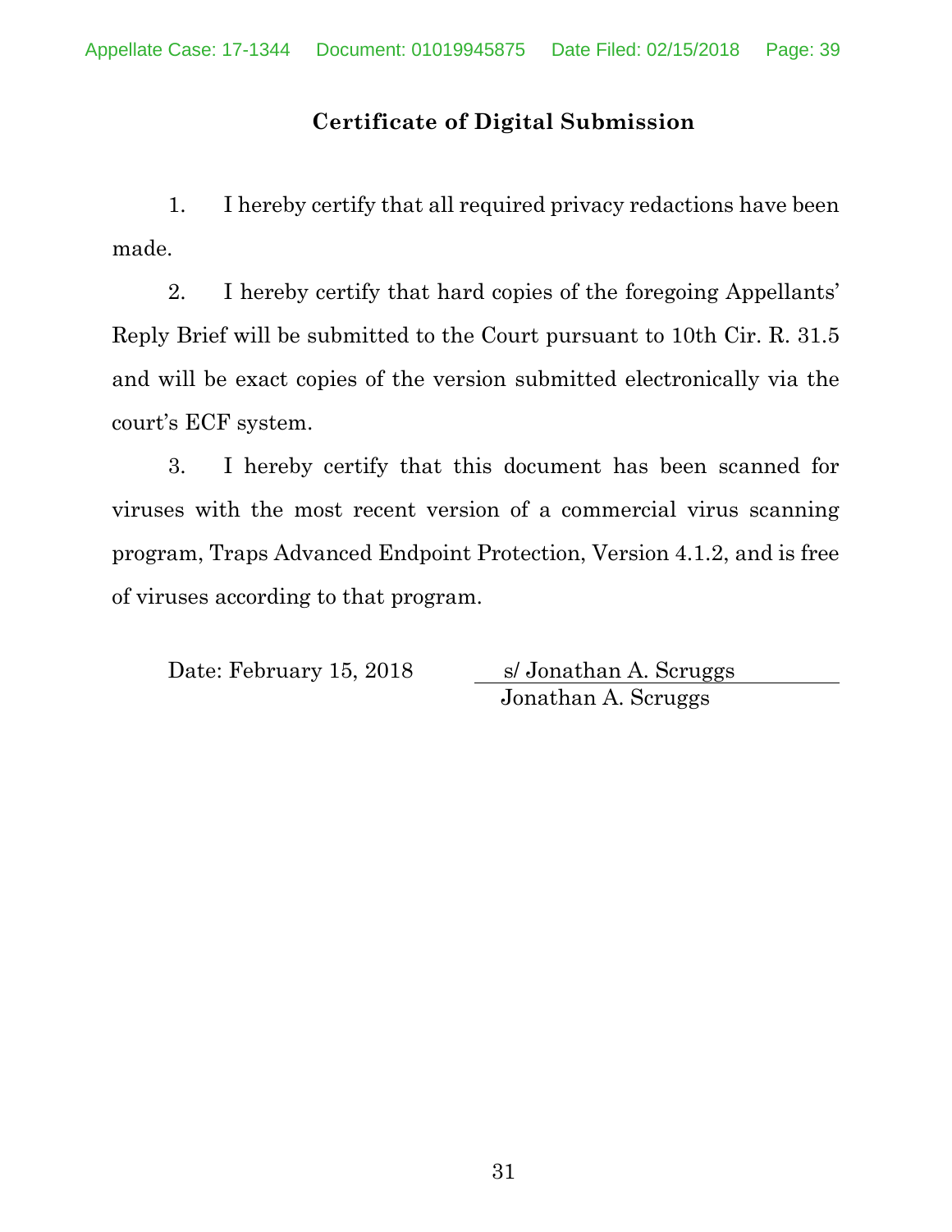## Certificate of Digital Submission

1. I hereby certify that all required privacy redactions have been made.

2. I hereby certify that hard copies of the foregoing Appellants' Reply Brief will be submitted to the Court pursuant to 10th Cir. R. 31.5 and will be exact copies of the version submitted electronically via the court's ECF system.

3. I hereby certify that this document has been scanned for viruses with the most recent version of a commercial virus scanning program, Traps Advanced Endpoint Protection, Version 4.1.2, and is free of viruses according to that program.

Date: February 15, 2018

s/ Jonathan A. Scruggs
Jonathan A. Scruggs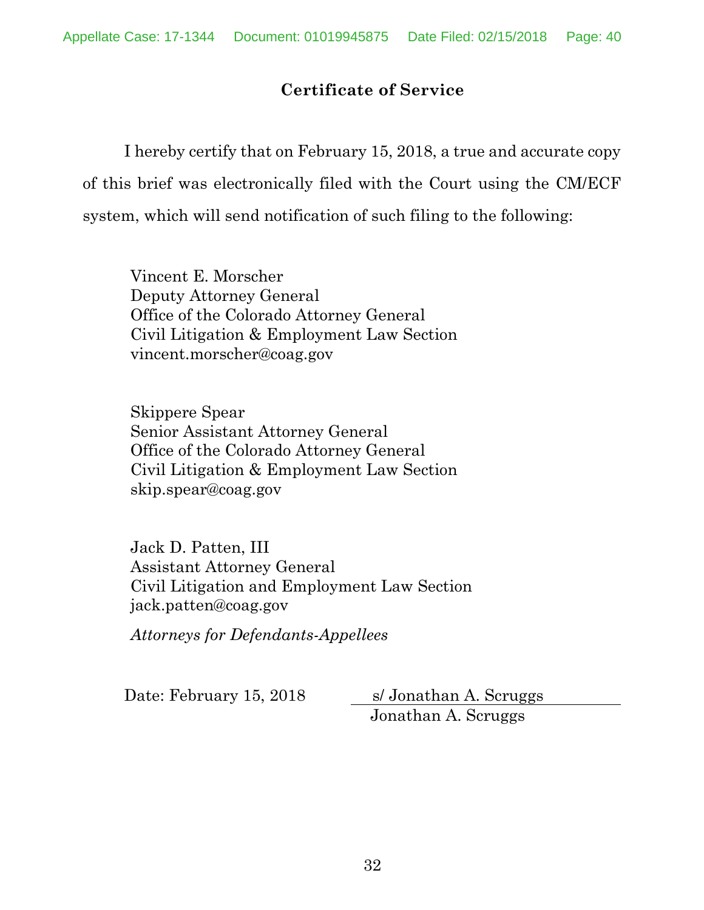## Certificate of Service

I hereby certify that on February 15, 2018, a true and accurate copy of this brief was electronically filed with the Court using the CM/ECF system, which will send notification of such filing to the following:

Vincent E. Morscher
Deputy Attorney General
Office of the Colorado Attorney General
Civil Litigation & Employment Law Section
vincent.morscher@coag.gov

Skippere Spear
Senior Assistant Attorney General
Office of the Colorado Attorney General
Civil Litigation & Employment Law Section
skip.spear@coag.gov

Jack D. Patten, III
Assistant Attorney General
Civil Litigation and Employment Law Section
jack.patten@coag.gov

*Attorneys for Defendants-Appellees*

Date: February 15, 2018

s/ Jonathan A. Scruggs
Jonathan A. Scruggs